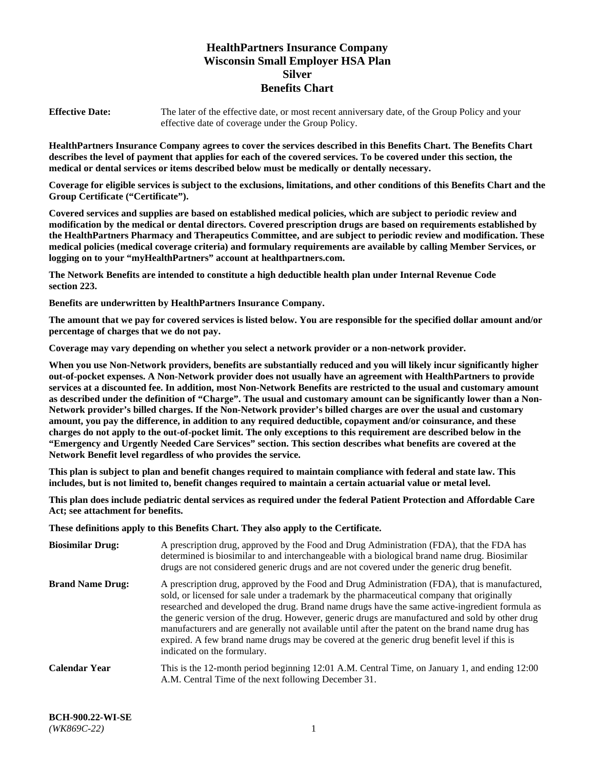# HealthPartners Insurance Company
# Wisconsin Small Employer HSA Plan
# Silver
# Benefits Chart

**Effective Date:** The later of the effective date, or most recent anniversary date, of the Group Policy and your effective date of coverage under the Group Policy.

**HealthPartners Insurance Company agrees to cover the services described in this Benefits Chart. The Benefits Chart describes the level of payment that applies for each of the covered services. To be covered under this section, the medical or dental services or items described below must be medically or dentally necessary.**

**Coverage for eligible services is subject to the exclusions, limitations, and other conditions of this Benefits Chart and the Group Certificate ("Certificate").**

**Covered services and supplies are based on established medical policies, which are subject to periodic review and modification by the medical or dental directors. Covered prescription drugs are based on requirements established by the HealthPartners Pharmacy and Therapeutics Committee, and are subject to periodic review and modification. These medical policies (medical coverage criteria) and formulary requirements are available by calling Member Services, or logging on to your "myHealthPartners" account at healthpartners.com.**

**The Network Benefits are intended to constitute a high deductible health plan under Internal Revenue Code section 223.**

**Benefits are underwritten by HealthPartners Insurance Company.**

**The amount that we pay for covered services is listed below. You are responsible for the specified dollar amount and/or percentage of charges that we do not pay.**

**Coverage may vary depending on whether you select a network provider or a non-network provider.**

**When you use Non-Network providers, benefits are substantially reduced and you will likely incur significantly higher out-of-pocket expenses. A Non-Network provider does not usually have an agreement with HealthPartners to provide services at a discounted fee. In addition, most Non-Network Benefits are restricted to the usual and customary amount as described under the definition of "Charge". The usual and customary amount can be significantly lower than a Non-Network provider's billed charges. If the Non-Network provider's billed charges are over the usual and customary amount, you pay the difference, in addition to any required deductible, copayment and/or coinsurance, and these charges do not apply to the out-of-pocket limit. The only exceptions to this requirement are described below in the "Emergency and Urgently Needed Care Services" section. This section describes what benefits are covered at the Network Benefit level regardless of who provides the service.**

**This plan is subject to plan and benefit changes required to maintain compliance with federal and state law. This includes, but is not limited to, benefit changes required to maintain a certain actuarial value or metal level.**

**This plan does include pediatric dental services as required under the federal Patient Protection and Affordable Care Act; see attachment for benefits.**

**These definitions apply to this Benefits Chart. They also apply to the Certificate.**

**Biosimilar Drug:** A prescription drug, approved by the Food and Drug Administration (FDA), that the FDA has determined is biosimilar to and interchangeable with a biological brand name drug. Biosimilar drugs are not considered generic drugs and are not covered under the generic drug benefit.

**Brand Name Drug:** A prescription drug, approved by the Food and Drug Administration (FDA), that is manufactured, sold, or licensed for sale under a trademark by the pharmaceutical company that originally researched and developed the drug. Brand name drugs have the same active-ingredient formula as the generic version of the drug. However, generic drugs are manufactured and sold by other drug manufacturers and are generally not available until after the patent on the brand name drug has expired. A few brand name drugs may be covered at the generic drug benefit level if this is indicated on the formulary.

**Calendar Year** This is the 12-month period beginning 12:01 A.M. Central Time, on January 1, and ending 12:00 A.M. Central Time of the next following December 31.

BCH-900.22-WI-SE
*(WK869C-22)*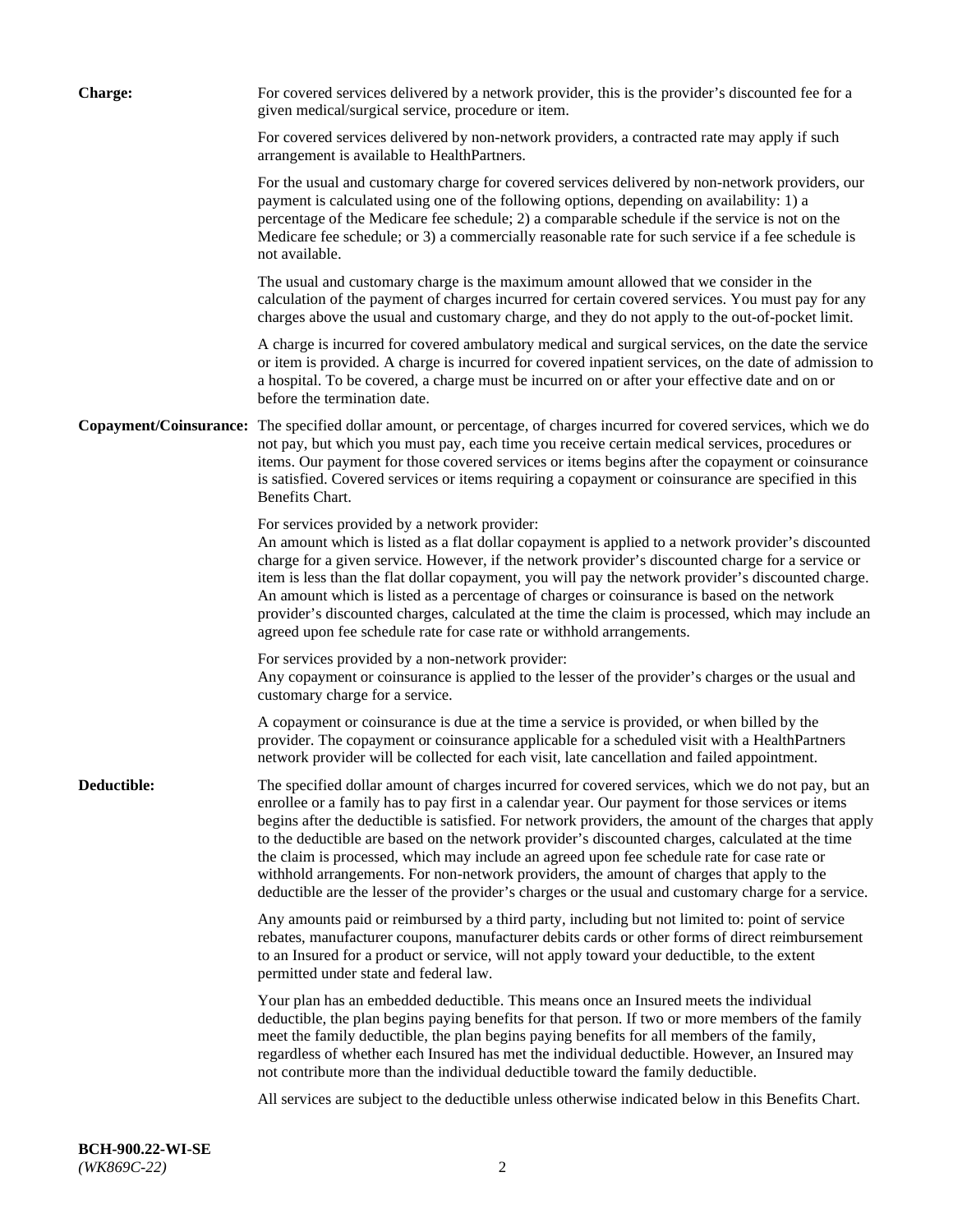**Charge:**

For covered services delivered by a network provider, this is the provider's discounted fee for a given medical/surgical service, procedure or item.

For covered services delivered by non-network providers, a contracted rate may apply if such arrangement is available to HealthPartners.

For the usual and customary charge for covered services delivered by non-network providers, our payment is calculated using one of the following options, depending on availability: 1) a percentage of the Medicare fee schedule; 2) a comparable schedule if the service is not on the Medicare fee schedule; or 3) a commercially reasonable rate for such service if a fee schedule is not available.

The usual and customary charge is the maximum amount allowed that we consider in the calculation of the payment of charges incurred for certain covered services. You must pay for any charges above the usual and customary charge, and they do not apply to the out-of-pocket limit.

A charge is incurred for covered ambulatory medical and surgical services, on the date the service or item is provided. A charge is incurred for covered inpatient services, on the date of admission to a hospital. To be covered, a charge must be incurred on or after your effective date and on or before the termination date.

**Copayment/Coinsurance:**

The specified dollar amount, or percentage, of charges incurred for covered services, which we do not pay, but which you must pay, each time you receive certain medical services, procedures or items. Our payment for those covered services or items begins after the copayment or coinsurance is satisfied. Covered services or items requiring a copayment or coinsurance are specified in this Benefits Chart.

For services provided by a network provider:
An amount which is listed as a flat dollar copayment is applied to a network provider's discounted charge for a given service. However, if the network provider's discounted charge for a service or item is less than the flat dollar copayment, you will pay the network provider's discounted charge. An amount which is listed as a percentage of charges or coinsurance is based on the network provider's discounted charges, calculated at the time the claim is processed, which may include an agreed upon fee schedule rate for case rate or withhold arrangements.

For services provided by a non-network provider:
Any copayment or coinsurance is applied to the lesser of the provider's charges or the usual and customary charge for a service.

A copayment or coinsurance is due at the time a service is provided, or when billed by the provider. The copayment or coinsurance applicable for a scheduled visit with a HealthPartners network provider will be collected for each visit, late cancellation and failed appointment.

**Deductible:**

The specified dollar amount of charges incurred for covered services, which we do not pay, but an enrollee or a family has to pay first in a calendar year. Our payment for those services or items begins after the deductible is satisfied. For network providers, the amount of the charges that apply to the deductible are based on the network provider's discounted charges, calculated at the time the claim is processed, which may include an agreed upon fee schedule rate for case rate or withhold arrangements. For non-network providers, the amount of charges that apply to the deductible are the lesser of the provider's charges or the usual and customary charge for a service.

Any amounts paid or reimbursed by a third party, including but not limited to: point of service rebates, manufacturer coupons, manufacturer debits cards or other forms of direct reimbursement to an Insured for a product or service, will not apply toward your deductible, to the extent permitted under state and federal law.

Your plan has an embedded deductible. This means once an Insured meets the individual deductible, the plan begins paying benefits for that person. If two or more members of the family meet the family deductible, the plan begins paying benefits for all members of the family, regardless of whether each Insured has met the individual deductible. However, an Insured may not contribute more than the individual deductible toward the family deductible.

All services are subject to the deductible unless otherwise indicated below in this Benefits Chart.

**BCH-900.22-WI-SE**
*(WK869C-22)*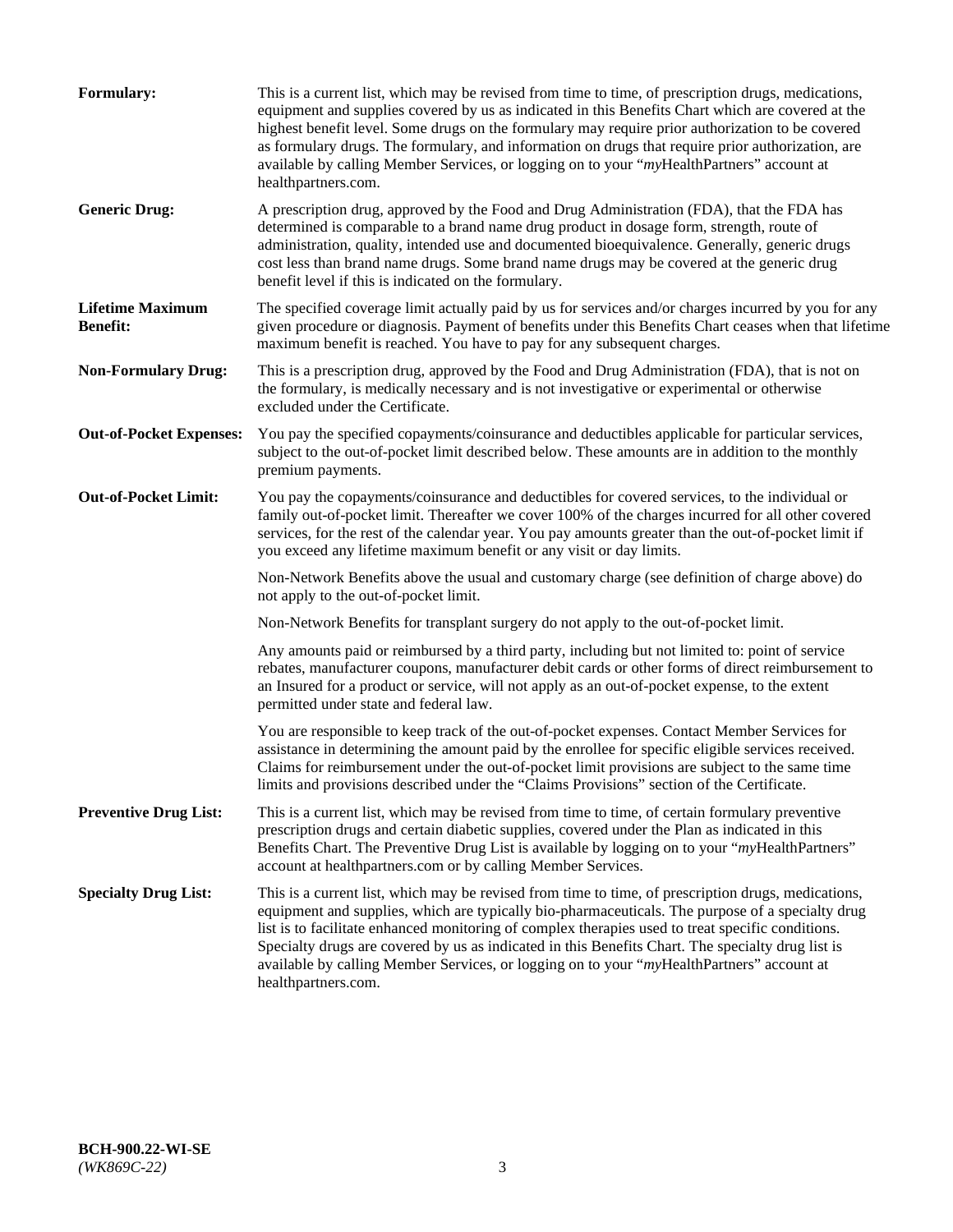**Formulary:** This is a current list, which may be revised from time to time, of prescription drugs, medications, equipment and supplies covered by us as indicated in this Benefits Chart which are covered at the highest benefit level. Some drugs on the formulary may require prior authorization to be covered as formulary drugs. The formulary, and information on drugs that require prior authorization, are available by calling Member Services, or logging on to your "*my*HealthPartners" account at healthpartners.com.

**Generic Drug:** A prescription drug, approved by the Food and Drug Administration (FDA), that the FDA has determined is comparable to a brand name drug product in dosage form, strength, route of administration, quality, intended use and documented bioequivalence. Generally, generic drugs cost less than brand name drugs. Some brand name drugs may be covered at the generic drug benefit level if this is indicated on the formulary.

**Lifetime Maximum Benefit:** The specified coverage limit actually paid by us for services and/or charges incurred by you for any given procedure or diagnosis. Payment of benefits under this Benefits Chart ceases when that lifetime maximum benefit is reached. You have to pay for any subsequent charges.

**Non-Formulary Drug:** This is a prescription drug, approved by the Food and Drug Administration (FDA), that is not on the formulary, is medically necessary and is not investigative or experimental or otherwise excluded under the Certificate.

**Out-of-Pocket Expenses:** You pay the specified copayments/coinsurance and deductibles applicable for particular services, subject to the out-of-pocket limit described below. These amounts are in addition to the monthly premium payments.

**Out-of-Pocket Limit:** You pay the copayments/coinsurance and deductibles for covered services, to the individual or family out-of-pocket limit. Thereafter we cover 100% of the charges incurred for all other covered services, for the rest of the calendar year. You pay amounts greater than the out-of-pocket limit if you exceed any lifetime maximum benefit or any visit or day limits.

Non-Network Benefits above the usual and customary charge (see definition of charge above) do not apply to the out-of-pocket limit.

Non-Network Benefits for transplant surgery do not apply to the out-of-pocket limit.

Any amounts paid or reimbursed by a third party, including but not limited to: point of service rebates, manufacturer coupons, manufacturer debit cards or other forms of direct reimbursement to an Insured for a product or service, will not apply as an out-of-pocket expense, to the extent permitted under state and federal law.

You are responsible to keep track of the out-of-pocket expenses. Contact Member Services for assistance in determining the amount paid by the enrollee for specific eligible services received. Claims for reimbursement under the out-of-pocket limit provisions are subject to the same time limits and provisions described under the "Claims Provisions" section of the Certificate.

**Preventive Drug List:** This is a current list, which may be revised from time to time, of certain formulary preventive prescription drugs and certain diabetic supplies, covered under the Plan as indicated in this Benefits Chart. The Preventive Drug List is available by logging on to your "*my*HealthPartners" account at healthpartners.com or by calling Member Services.

**Specialty Drug List:** This is a current list, which may be revised from time to time, of prescription drugs, medications, equipment and supplies, which are typically bio-pharmaceuticals. The purpose of a specialty drug list is to facilitate enhanced monitoring of complex therapies used to treat specific conditions. Specialty drugs are covered by us as indicated in this Benefits Chart. The specialty drug list is available by calling Member Services, or logging on to your "*my*HealthPartners" account at healthpartners.com.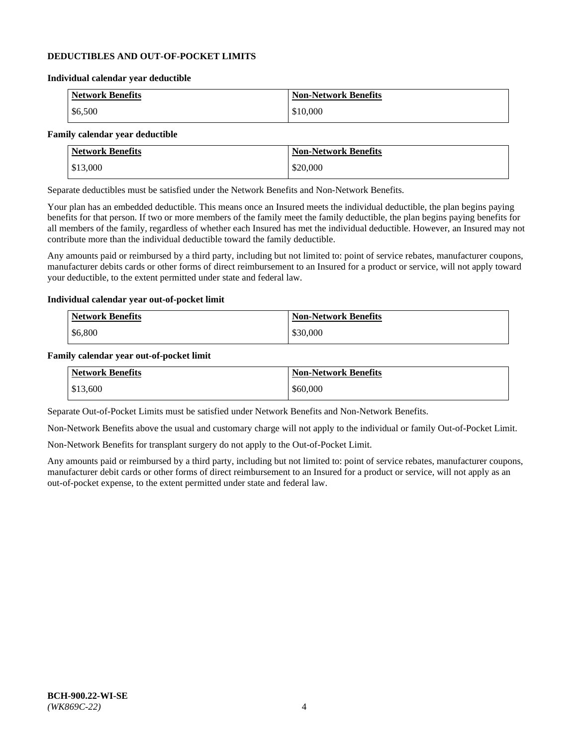## DEDUCTIBLES AND OUT-OF-POCKET LIMITS

### Individual calendar year deductible

| Network Benefits | Non-Network Benefits |
|---|---|
| $6,500 | $10,000 |

### Family calendar year deductible

| Network Benefits | Non-Network Benefits |
|---|---|
| $13,000 | $20,000 |

Separate deductibles must be satisfied under the Network Benefits and Non-Network Benefits.

Your plan has an embedded deductible. This means once an Insured meets the individual deductible, the plan begins paying benefits for that person. If two or more members of the family meet the family deductible, the plan begins paying benefits for all members of the family, regardless of whether each Insured has met the individual deductible. However, an Insured may not contribute more than the individual deductible toward the family deductible.

Any amounts paid or reimbursed by a third party, including but not limited to: point of service rebates, manufacturer coupons, manufacturer debits cards or other forms of direct reimbursement to an Insured for a product or service, will not apply toward your deductible, to the extent permitted under state and federal law.

### Individual calendar year out-of-pocket limit

| Network Benefits | Non-Network Benefits |
|---|---|
| $6,800 | $30,000 |

### Family calendar year out-of-pocket limit

| Network Benefits | Non-Network Benefits |
|---|---|
| $13,600 | $60,000 |

Separate Out-of-Pocket Limits must be satisfied under Network Benefits and Non-Network Benefits.

Non-Network Benefits above the usual and customary charge will not apply to the individual or family Out-of-Pocket Limit.

Non-Network Benefits for transplant surgery do not apply to the Out-of-Pocket Limit.

Any amounts paid or reimbursed by a third party, including but not limited to: point of service rebates, manufacturer coupons, manufacturer debit cards or other forms of direct reimbursement to an Insured for a product or service, will not apply as an out-of-pocket expense, to the extent permitted under state and federal law.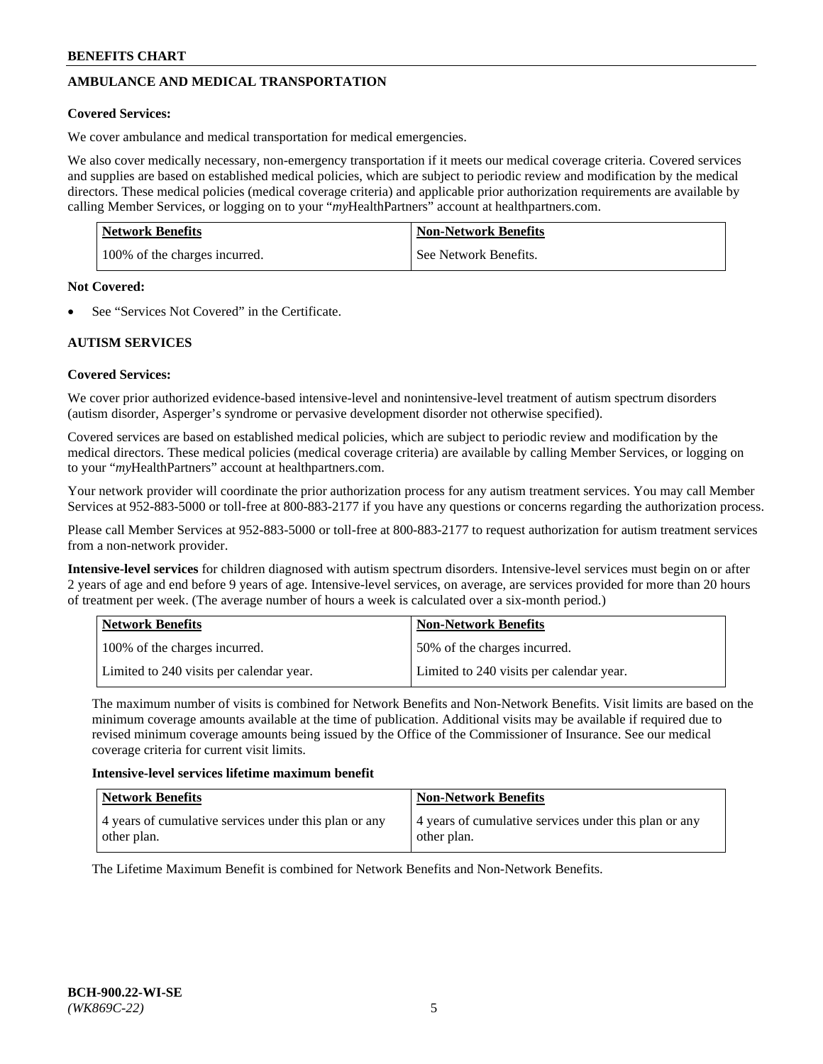## AMBULANCE AND MEDICAL TRANSPORTATION

**Covered Services:**

We cover ambulance and medical transportation for medical emergencies.

We also cover medically necessary, non-emergency transportation if it meets our medical coverage criteria. Covered services and supplies are based on established medical policies, which are subject to periodic review and modification by the medical directors. These medical policies (medical coverage criteria) and applicable prior authorization requirements are available by calling Member Services, or logging on to your "*my*HealthPartners" account at healthpartners.com.

| Network Benefits | Non-Network Benefits |
|---|---|
| 100% of the charges incurred. | See Network Benefits. |

**Not Covered:**

- See "Services Not Covered" in the Certificate.

## AUTISM SERVICES

**Covered Services:**

We cover prior authorized evidence-based intensive-level and nonintensive-level treatment of autism spectrum disorders (autism disorder, Asperger's syndrome or pervasive development disorder not otherwise specified).

Covered services are based on established medical policies, which are subject to periodic review and modification by the medical directors. These medical policies (medical coverage criteria) are available by calling Member Services, or logging on to your "*my*HealthPartners" account at healthpartners.com.

Your network provider will coordinate the prior authorization process for any autism treatment services. You may call Member Services at 952-883-5000 or toll-free at 800-883-2177 if you have any questions or concerns regarding the authorization process.

Please call Member Services at 952-883-5000 or toll-free at 800-883-2177 to request authorization for autism treatment services from a non-network provider.

**Intensive-level services** for children diagnosed with autism spectrum disorders. Intensive-level services must begin on or after 2 years of age and end before 9 years of age. Intensive-level services, on average, are services provided for more than 20 hours of treatment per week. (The average number of hours a week is calculated over a six-month period.)

| Network Benefits | Non-Network Benefits |
|---|---|
| 100% of the charges incurred. | 50% of the charges incurred. |
| Limited to 240 visits per calendar year. | Limited to 240 visits per calendar year. |

The maximum number of visits is combined for Network Benefits and Non-Network Benefits. Visit limits are based on the minimum coverage amounts available at the time of publication. Additional visits may be available if required due to revised minimum coverage amounts being issued by the Office of the Commissioner of Insurance. See our medical coverage criteria for current visit limits.

**Intensive-level services lifetime maximum benefit**

| Network Benefits | Non-Network Benefits |
|---|---|
| 4 years of cumulative services under this plan or any other plan. | 4 years of cumulative services under this plan or any other plan. |

The Lifetime Maximum Benefit is combined for Network Benefits and Non-Network Benefits.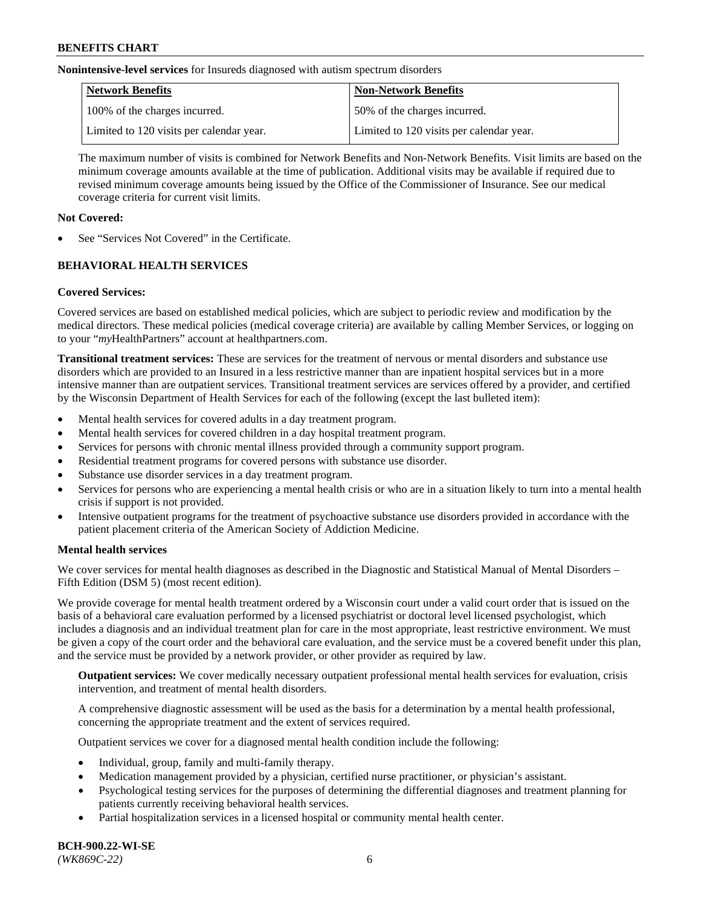**Nonintensive-level services** for Insureds diagnosed with autism spectrum disorders

| Network Benefits | Non-Network Benefits |
|---|---|
| 100% of the charges incurred. | 50% of the charges incurred. |
| Limited to 120 visits per calendar year. | Limited to 120 visits per calendar year. |

The maximum number of visits is combined for Network Benefits and Non-Network Benefits. Visit limits are based on the minimum coverage amounts available at the time of publication. Additional visits may be available if required due to revised minimum coverage amounts being issued by the Office of the Commissioner of Insurance. See our medical coverage criteria for current visit limits.

**Not Covered:**

- See "Services Not Covered" in the Certificate.

## BEHAVIORAL HEALTH SERVICES

**Covered Services:**

Covered services are based on established medical policies, which are subject to periodic review and modification by the medical directors. These medical policies (medical coverage criteria) are available by calling Member Services, or logging on to your "*my*HealthPartners" account at healthpartners.com.

**Transitional treatment services:** These are services for the treatment of nervous or mental disorders and substance use disorders which are provided to an Insured in a less restrictive manner than are inpatient hospital services but in a more intensive manner than are outpatient services. Transitional treatment services are services offered by a provider, and certified by the Wisconsin Department of Health Services for each of the following (except the last bulleted item):

- Mental health services for covered adults in a day treatment program.
- Mental health services for covered children in a day hospital treatment program.
- Services for persons with chronic mental illness provided through a community support program.
- Residential treatment programs for covered persons with substance use disorder.
- Substance use disorder services in a day treatment program.
- Services for persons who are experiencing a mental health crisis or who are in a situation likely to turn into a mental health crisis if support is not provided.
- Intensive outpatient programs for the treatment of psychoactive substance use disorders provided in accordance with the patient placement criteria of the American Society of Addiction Medicine.

**Mental health services**

We cover services for mental health diagnoses as described in the Diagnostic and Statistical Manual of Mental Disorders – Fifth Edition (DSM 5) (most recent edition).

We provide coverage for mental health treatment ordered by a Wisconsin court under a valid court order that is issued on the basis of a behavioral care evaluation performed by a licensed psychiatrist or doctoral level licensed psychologist, which includes a diagnosis and an individual treatment plan for care in the most appropriate, least restrictive environment. We must be given a copy of the court order and the behavioral care evaluation, and the service must be a covered benefit under this plan, and the service must be provided by a network provider, or other provider as required by law.

**Outpatient services:** We cover medically necessary outpatient professional mental health services for evaluation, crisis intervention, and treatment of mental health disorders.

A comprehensive diagnostic assessment will be used as the basis for a determination by a mental health professional, concerning the appropriate treatment and the extent of services required.

Outpatient services we cover for a diagnosed mental health condition include the following:

- Individual, group, family and multi-family therapy.
- Medication management provided by a physician, certified nurse practitioner, or physician's assistant.
- Psychological testing services for the purposes of determining the differential diagnoses and treatment planning for patients currently receiving behavioral health services.
- Partial hospitalization services in a licensed hospital or community mental health center.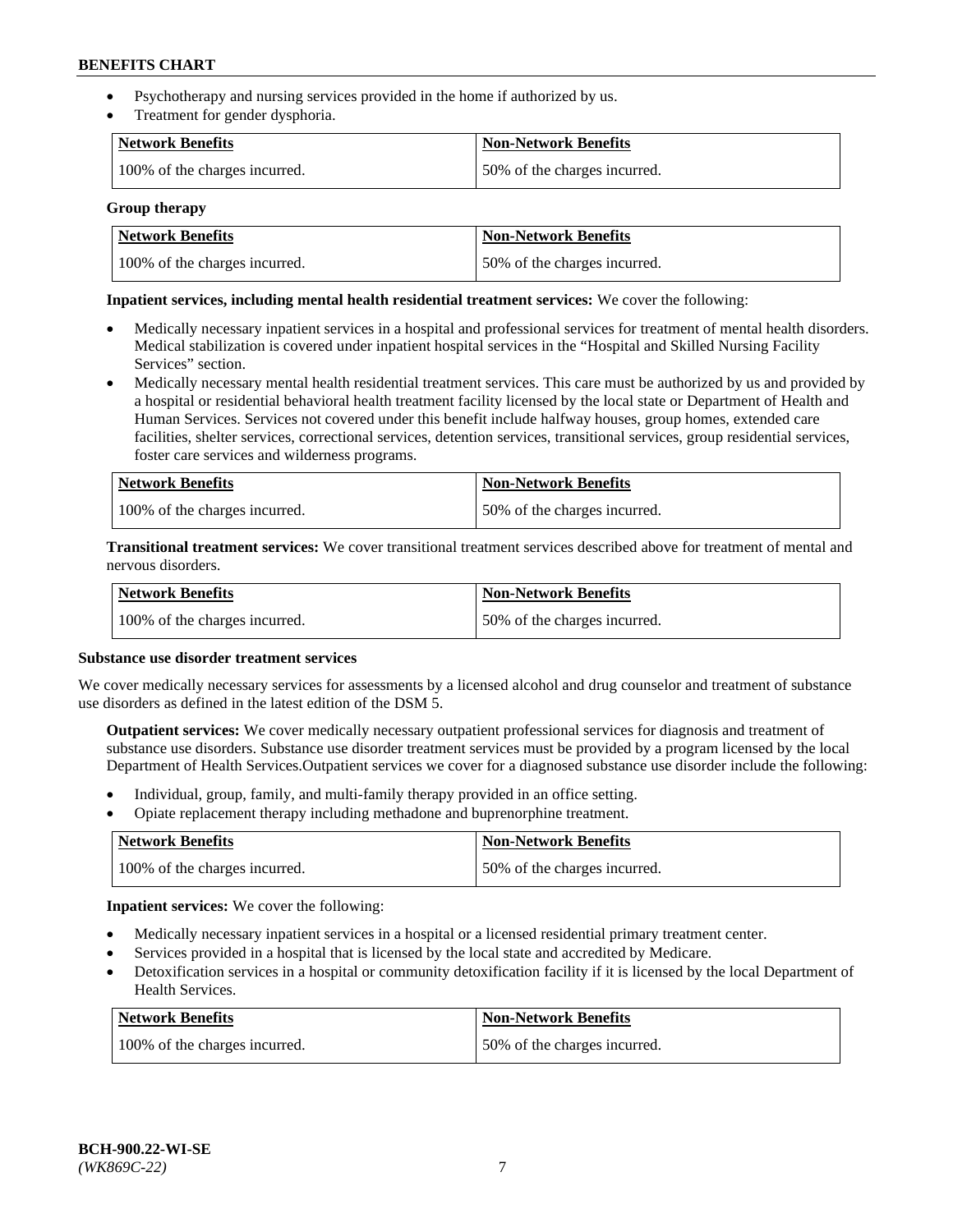- Psychotherapy and nursing services provided in the home if authorized by us.
- Treatment for gender dysphoria.

| Network Benefits | Non-Network Benefits |
|---|---|
| 100% of the charges incurred. | 50% of the charges incurred. |

**Group therapy**

| Network Benefits | Non-Network Benefits |
|---|---|
| 100% of the charges incurred. | 50% of the charges incurred. |

**Inpatient services, including mental health residential treatment services:** We cover the following:

- Medically necessary inpatient services in a hospital and professional services for treatment of mental health disorders. Medical stabilization is covered under inpatient hospital services in the "Hospital and Skilled Nursing Facility Services" section.
- Medically necessary mental health residential treatment services. This care must be authorized by us and provided by a hospital or residential behavioral health treatment facility licensed by the local state or Department of Health and Human Services. Services not covered under this benefit include halfway houses, group homes, extended care facilities, shelter services, correctional services, detention services, transitional services, group residential services, foster care services and wilderness programs.

| Network Benefits | Non-Network Benefits |
|---|---|
| 100% of the charges incurred. | 50% of the charges incurred. |

**Transitional treatment services:** We cover transitional treatment services described above for treatment of mental and nervous disorders.

| Network Benefits | Non-Network Benefits |
|---|---|
| 100% of the charges incurred. | 50% of the charges incurred. |

**Substance use disorder treatment services**

We cover medically necessary services for assessments by a licensed alcohol and drug counselor and treatment of substance use disorders as defined in the latest edition of the DSM 5.

**Outpatient services:** We cover medically necessary outpatient professional services for diagnosis and treatment of substance use disorders. Substance use disorder treatment services must be provided by a program licensed by the local Department of Health Services.Outpatient services we cover for a diagnosed substance use disorder include the following:

- Individual, group, family, and multi-family therapy provided in an office setting.
- Opiate replacement therapy including methadone and buprenorphine treatment.

| Network Benefits | Non-Network Benefits |
|---|---|
| 100% of the charges incurred. | 50% of the charges incurred. |

**Inpatient services:** We cover the following:

- Medically necessary inpatient services in a hospital or a licensed residential primary treatment center.
- Services provided in a hospital that is licensed by the local state and accredited by Medicare.
- Detoxification services in a hospital or community detoxification facility if it is licensed by the local Department of Health Services.

| Network Benefits | Non-Network Benefits |
|---|---|
| 100% of the charges incurred. | 50% of the charges incurred. |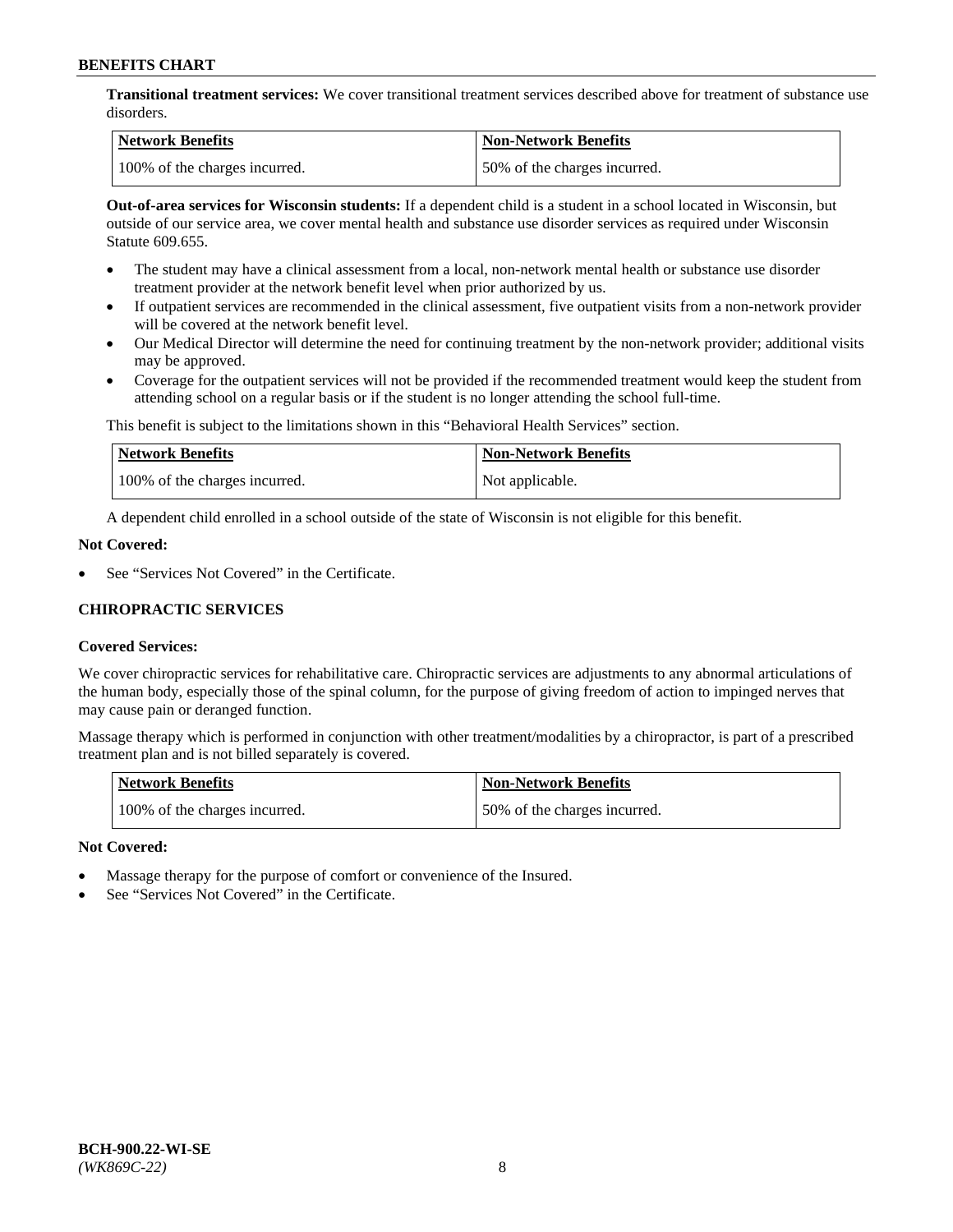**Transitional treatment services:** We cover transitional treatment services described above for treatment of substance use disorders.

| Network Benefits | Non-Network Benefits |
|---|---|
| 100% of the charges incurred. | 50% of the charges incurred. |

**Out-of-area services for Wisconsin students:** If a dependent child is a student in a school located in Wisconsin, but outside of our service area, we cover mental health and substance use disorder services as required under Wisconsin Statute 609.655.

- The student may have a clinical assessment from a local, non-network mental health or substance use disorder treatment provider at the network benefit level when prior authorized by us.
- If outpatient services are recommended in the clinical assessment, five outpatient visits from a non-network provider will be covered at the network benefit level.
- Our Medical Director will determine the need for continuing treatment by the non-network provider; additional visits may be approved.
- Coverage for the outpatient services will not be provided if the recommended treatment would keep the student from attending school on a regular basis or if the student is no longer attending the school full-time.

This benefit is subject to the limitations shown in this "Behavioral Health Services" section.

| Network Benefits | Non-Network Benefits |
|---|---|
| 100% of the charges incurred. | Not applicable. |

A dependent child enrolled in a school outside of the state of Wisconsin is not eligible for this benefit.

**Not Covered:**

- See "Services Not Covered" in the Certificate.

## CHIROPRACTIC SERVICES

**Covered Services:**

We cover chiropractic services for rehabilitative care. Chiropractic services are adjustments to any abnormal articulations of the human body, especially those of the spinal column, for the purpose of giving freedom of action to impinged nerves that may cause pain or deranged function.

Massage therapy which is performed in conjunction with other treatment/modalities by a chiropractor, is part of a prescribed treatment plan and is not billed separately is covered.

| Network Benefits | Non-Network Benefits |
|---|---|
| 100% of the charges incurred. | 50% of the charges incurred. |

**Not Covered:**

- Massage therapy for the purpose of comfort or convenience of the Insured.
- See "Services Not Covered" in the Certificate.

BCH-900.22-WI-SE
*(WK869C-22)*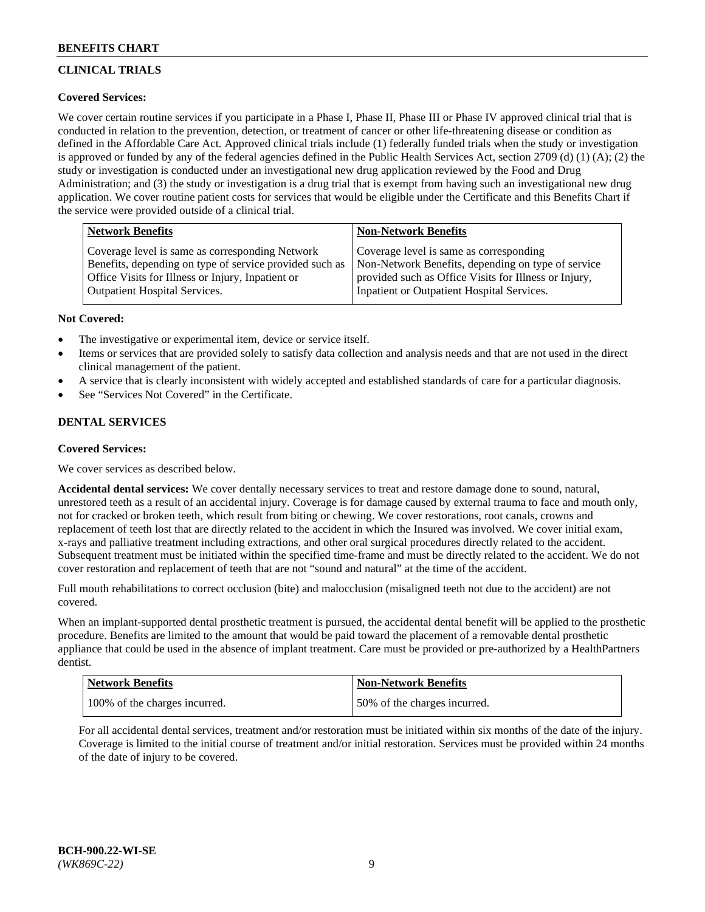## CLINICAL TRIALS

**Covered Services:**

We cover certain routine services if you participate in a Phase I, Phase II, Phase III or Phase IV approved clinical trial that is conducted in relation to the prevention, detection, or treatment of cancer or other life-threatening disease or condition as defined in the Affordable Care Act. Approved clinical trials include (1) federally funded trials when the study or investigation is approved or funded by any of the federal agencies defined in the Public Health Services Act, section 2709 (d) (1) (A); (2) the study or investigation is conducted under an investigational new drug application reviewed by the Food and Drug Administration; and (3) the study or investigation is a drug trial that is exempt from having such an investigational new drug application. We cover routine patient costs for services that would be eligible under the Certificate and this Benefits Chart if the service were provided outside of a clinical trial.

| Network Benefits | Non-Network Benefits |
| --- | --- |
| Coverage level is same as corresponding Network Benefits, depending on type of service provided such as Office Visits for Illness or Injury, Inpatient or Outpatient Hospital Services. | Coverage level is same as corresponding Non-Network Benefits, depending on type of service provided such as Office Visits for Illness or Injury, Inpatient or Outpatient Hospital Services. |

**Not Covered:**

- The investigative or experimental item, device or service itself.
- Items or services that are provided solely to satisfy data collection and analysis needs and that are not used in the direct clinical management of the patient.
- A service that is clearly inconsistent with widely accepted and established standards of care for a particular diagnosis.
- See "Services Not Covered" in the Certificate.

## DENTAL SERVICES

**Covered Services:**

We cover services as described below.

**Accidental dental services:** We cover dentally necessary services to treat and restore damage done to sound, natural, unrestored teeth as a result of an accidental injury. Coverage is for damage caused by external trauma to face and mouth only, not for cracked or broken teeth, which result from biting or chewing. We cover restorations, root canals, crowns and replacement of teeth lost that are directly related to the accident in which the Insured was involved. We cover initial exam, x-rays and palliative treatment including extractions, and other oral surgical procedures directly related to the accident. Subsequent treatment must be initiated within the specified time-frame and must be directly related to the accident. We do not cover restoration and replacement of teeth that are not "sound and natural" at the time of the accident.

Full mouth rehabilitations to correct occlusion (bite) and malocclusion (misaligned teeth not due to the accident) are not covered.

When an implant-supported dental prosthetic treatment is pursued, the accidental dental benefit will be applied to the prosthetic procedure. Benefits are limited to the amount that would be paid toward the placement of a removable dental prosthetic appliance that could be used in the absence of implant treatment. Care must be provided or pre-authorized by a HealthPartners dentist.

| Network Benefits | Non-Network Benefits |
| --- | --- |
| 100% of the charges incurred. | 50% of the charges incurred. |

For all accidental dental services, treatment and/or restoration must be initiated within six months of the date of the injury. Coverage is limited to the initial course of treatment and/or initial restoration. Services must be provided within 24 months of the date of injury to be covered.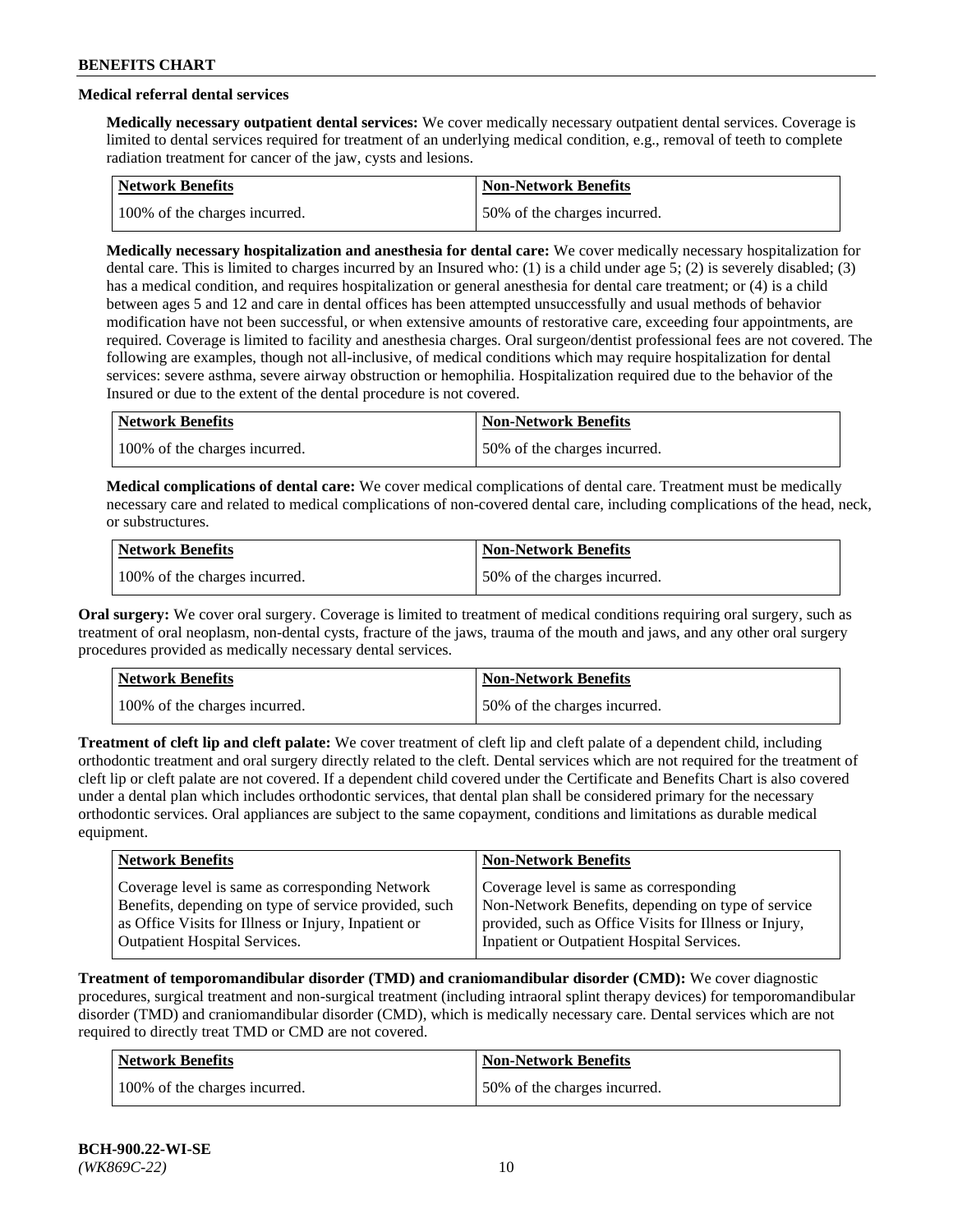### Medical referral dental services

**Medically necessary outpatient dental services:** We cover medically necessary outpatient dental services. Coverage is limited to dental services required for treatment of an underlying medical condition, e.g., removal of teeth to complete radiation treatment for cancer of the jaw, cysts and lesions.

| Network Benefits | Non-Network Benefits |
|---|---|
| 100% of the charges incurred. | 50% of the charges incurred. |

**Medically necessary hospitalization and anesthesia for dental care:** We cover medically necessary hospitalization for dental care. This is limited to charges incurred by an Insured who: (1) is a child under age 5; (2) is severely disabled; (3) has a medical condition, and requires hospitalization or general anesthesia for dental care treatment; or (4) is a child between ages 5 and 12 and care in dental offices has been attempted unsuccessfully and usual methods of behavior modification have not been successful, or when extensive amounts of restorative care, exceeding four appointments, are required. Coverage is limited to facility and anesthesia charges. Oral surgeon/dentist professional fees are not covered. The following are examples, though not all-inclusive, of medical conditions which may require hospitalization for dental services: severe asthma, severe airway obstruction or hemophilia. Hospitalization required due to the behavior of the Insured or due to the extent of the dental procedure is not covered.

| Network Benefits | Non-Network Benefits |
|---|---|
| 100% of the charges incurred. | 50% of the charges incurred. |

**Medical complications of dental care:** We cover medical complications of dental care. Treatment must be medically necessary care and related to medical complications of non-covered dental care, including complications of the head, neck, or substructures.

| Network Benefits | Non-Network Benefits |
|---|---|
| 100% of the charges incurred. | 50% of the charges incurred. |

**Oral surgery:** We cover oral surgery. Coverage is limited to treatment of medical conditions requiring oral surgery, such as treatment of oral neoplasm, non-dental cysts, fracture of the jaws, trauma of the mouth and jaws, and any other oral surgery procedures provided as medically necessary dental services.

| Network Benefits | Non-Network Benefits |
|---|---|
| 100% of the charges incurred. | 50% of the charges incurred. |

**Treatment of cleft lip and cleft palate:** We cover treatment of cleft lip and cleft palate of a dependent child, including orthodontic treatment and oral surgery directly related to the cleft. Dental services which are not required for the treatment of cleft lip or cleft palate are not covered. If a dependent child covered under the Certificate and Benefits Chart is also covered under a dental plan which includes orthodontic services, that dental plan shall be considered primary for the necessary orthodontic services. Oral appliances are subject to the same copayment, conditions and limitations as durable medical equipment.

| Network Benefits | Non-Network Benefits |
|---|---|
| Coverage level is same as corresponding Network Benefits, depending on type of service provided, such as Office Visits for Illness or Injury, Inpatient or Outpatient Hospital Services. | Coverage level is same as corresponding Non-Network Benefits, depending on type of service provided, such as Office Visits for Illness or Injury, Inpatient or Outpatient Hospital Services. |

**Treatment of temporomandibular disorder (TMD) and craniomandibular disorder (CMD):** We cover diagnostic procedures, surgical treatment and non-surgical treatment (including intraoral splint therapy devices) for temporomandibular disorder (TMD) and craniomandibular disorder (CMD), which is medically necessary care. Dental services which are not required to directly treat TMD or CMD are not covered.

| Network Benefits | Non-Network Benefits |
|---|---|
| 100% of the charges incurred. | 50% of the charges incurred. |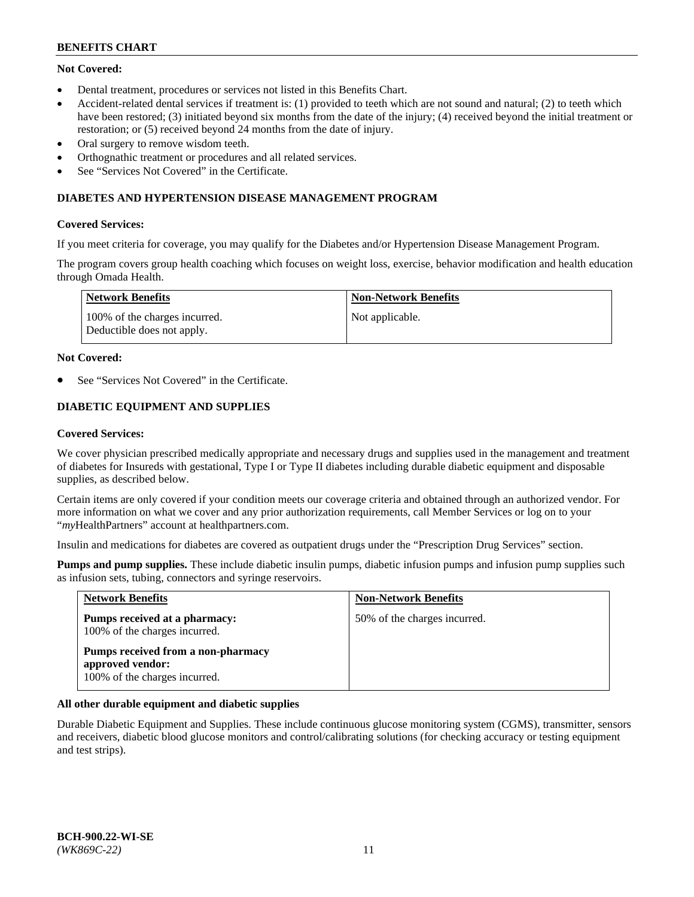**Not Covered:**

- Dental treatment, procedures or services not listed in this Benefits Chart.
- Accident-related dental services if treatment is: (1) provided to teeth which are not sound and natural; (2) to teeth which have been restored; (3) initiated beyond six months from the date of the injury; (4) received beyond the initial treatment or restoration; or (5) received beyond 24 months from the date of injury.
- Oral surgery to remove wisdom teeth.
- Orthognathic treatment or procedures and all related services.
- See "Services Not Covered" in the Certificate.

### DIABETES AND HYPERTENSION DISEASE MANAGEMENT PROGRAM

**Covered Services:**

If you meet criteria for coverage, you may qualify for the Diabetes and/or Hypertension Disease Management Program.

The program covers group health coaching which focuses on weight loss, exercise, behavior modification and health education through Omada Health.

| Network Benefits | Non-Network Benefits |
|---|---|
| 100% of the charges incurred. Deductible does not apply. | Not applicable. |

**Not Covered:**

- See "Services Not Covered" in the Certificate.

### DIABETIC EQUIPMENT AND SUPPLIES

**Covered Services:**

We cover physician prescribed medically appropriate and necessary drugs and supplies used in the management and treatment of diabetes for Insureds with gestational, Type I or Type II diabetes including durable diabetic equipment and disposable supplies, as described below.

Certain items are only covered if your condition meets our coverage criteria and obtained through an authorized vendor. For more information on what we cover and any prior authorization requirements, call Member Services or log on to your "*my*HealthPartners" account at healthpartners.com.

Insulin and medications for diabetes are covered as outpatient drugs under the "Prescription Drug Services" section.

**Pumps and pump supplies.** These include diabetic insulin pumps, diabetic infusion pumps and infusion pump supplies such as infusion sets, tubing, connectors and syringe reservoirs.

| Network Benefits | Non-Network Benefits |
|---|---|
| **Pumps received at a pharmacy:** 100% of the charges incurred. **Pumps received from a non-pharmacy approved vendor:** 100% of the charges incurred. | 50% of the charges incurred. |

**All other durable equipment and diabetic supplies**

Durable Diabetic Equipment and Supplies. These include continuous glucose monitoring system (CGMS), transmitter, sensors and receivers, diabetic blood glucose monitors and control/calibrating solutions (for checking accuracy or testing equipment and test strips).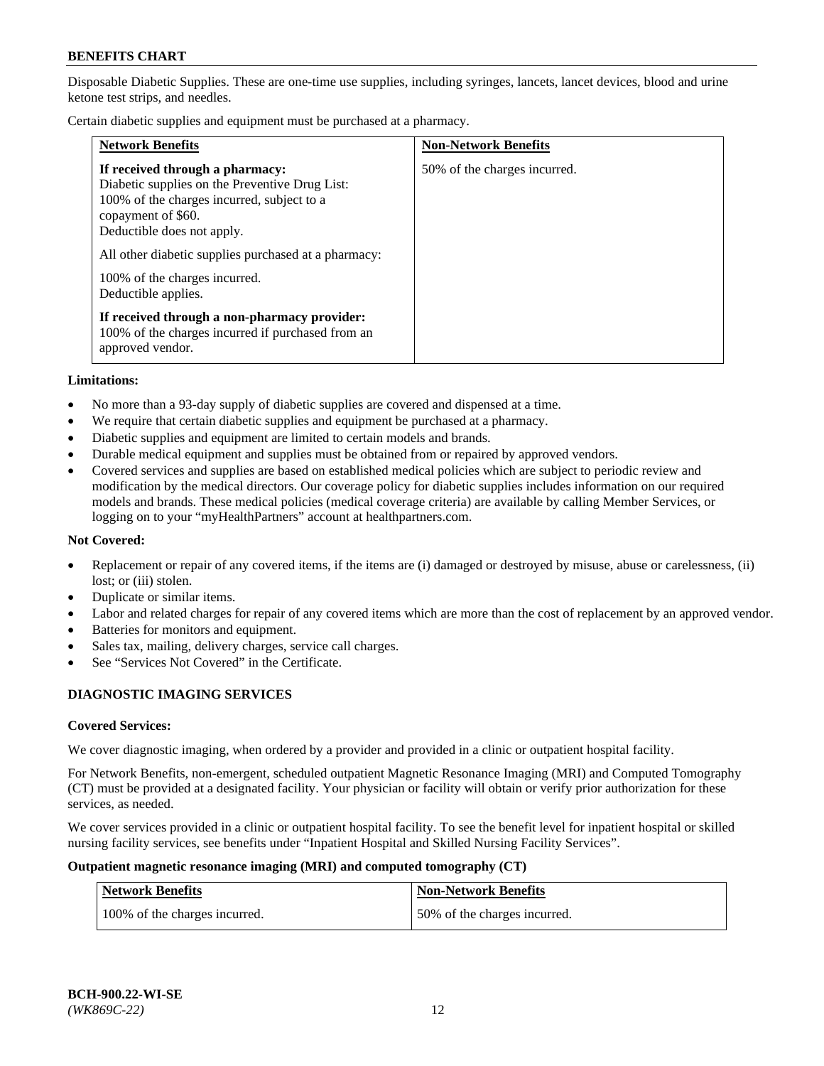Disposable Diabetic Supplies. These are one-time use supplies, including syringes, lancets, lancet devices, blood and urine ketone test strips, and needles.

Certain diabetic supplies and equipment must be purchased at a pharmacy.

| Network Benefits | Non-Network Benefits |
| --- | --- |
| **If received through a pharmacy:** Diabetic supplies on the Preventive Drug List: 100% of the charges incurred, subject to a copayment of $60. Deductible does not apply.<br><br>All other diabetic supplies purchased at a pharmacy:<br><br>100% of the charges incurred. Deductible applies.<br><br>**If received through a non-pharmacy provider:** 100% of the charges incurred if purchased from an approved vendor. | 50% of the charges incurred. |

**Limitations:**

- No more than a 93-day supply of diabetic supplies are covered and dispensed at a time.
- We require that certain diabetic supplies and equipment be purchased at a pharmacy.
- Diabetic supplies and equipment are limited to certain models and brands.
- Durable medical equipment and supplies must be obtained from or repaired by approved vendors.
- Covered services and supplies are based on established medical policies which are subject to periodic review and modification by the medical directors. Our coverage policy for diabetic supplies includes information on our required models and brands. These medical policies (medical coverage criteria) are available by calling Member Services, or logging on to your "myHealthPartners" account at healthpartners.com.

**Not Covered:**

- Replacement or repair of any covered items, if the items are (i) damaged or destroyed by misuse, abuse or carelessness, (ii) lost; or (iii) stolen.
- Duplicate or similar items.
- Labor and related charges for repair of any covered items which are more than the cost of replacement by an approved vendor.
- Batteries for monitors and equipment.
- Sales tax, mailing, delivery charges, service call charges.
- See "Services Not Covered" in the Certificate.

## DIAGNOSTIC IMAGING SERVICES

**Covered Services:**

We cover diagnostic imaging, when ordered by a provider and provided in a clinic or outpatient hospital facility.

For Network Benefits, non-emergent, scheduled outpatient Magnetic Resonance Imaging (MRI) and Computed Tomography (CT) must be provided at a designated facility. Your physician or facility will obtain or verify prior authorization for these services, as needed.

We cover services provided in a clinic or outpatient hospital facility. To see the benefit level for inpatient hospital or skilled nursing facility services, see benefits under "Inpatient Hospital and Skilled Nursing Facility Services".

**Outpatient magnetic resonance imaging (MRI) and computed tomography (CT)**

| Network Benefits | Non-Network Benefits |
| --- | --- |
| 100% of the charges incurred. | 50% of the charges incurred. |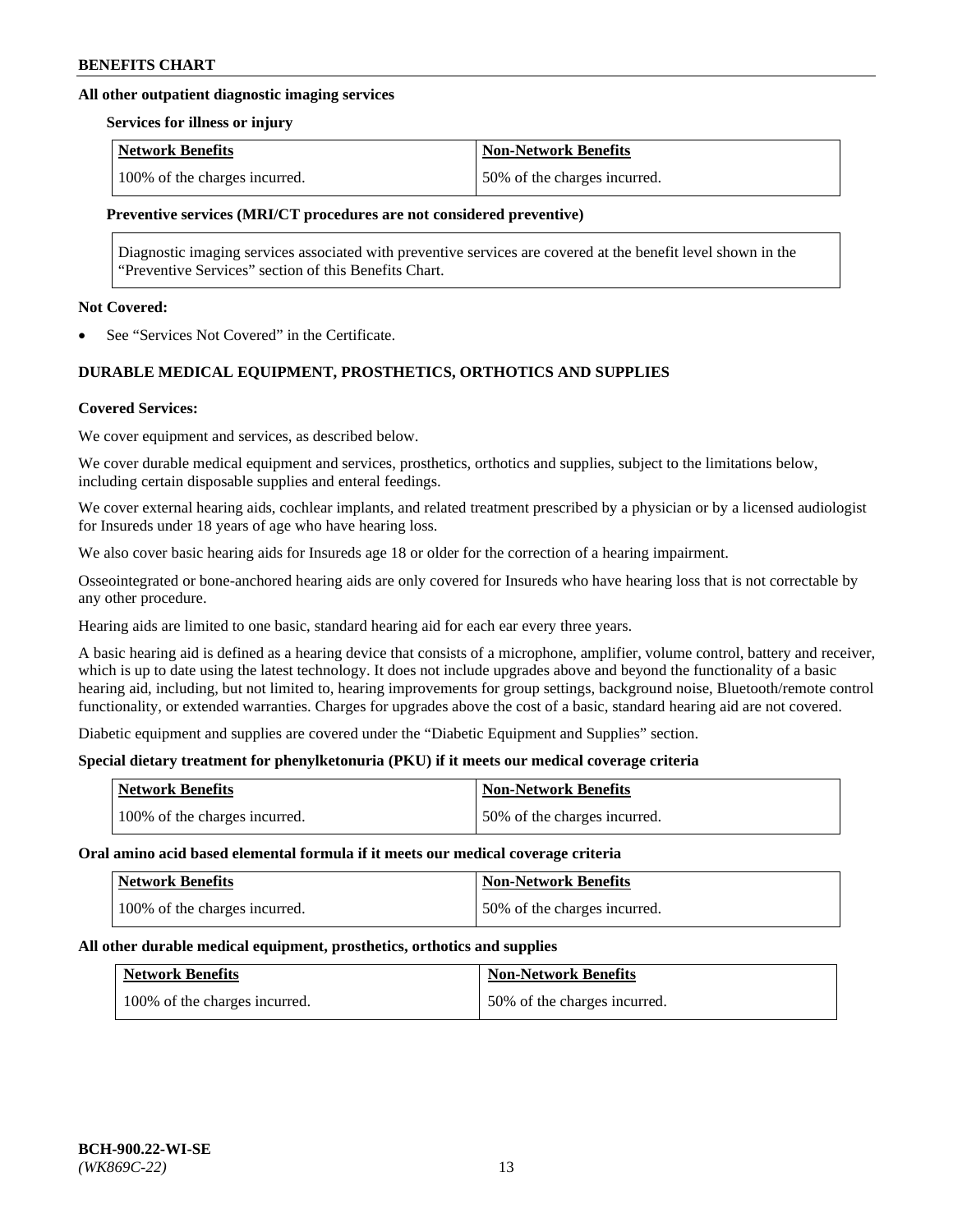#### All other outpatient diagnostic imaging services

**Services for illness or injury**

| Network Benefits | Non-Network Benefits |
| --- | --- |
| 100% of the charges incurred. | 50% of the charges incurred. |

**Preventive services (MRI/CT procedures are not considered preventive)**

Diagnostic imaging services associated with preventive services are covered at the benefit level shown in the "Preventive Services" section of this Benefits Chart.

**Not Covered:**

- See "Services Not Covered" in the Certificate.

### DURABLE MEDICAL EQUIPMENT, PROSTHETICS, ORTHOTICS AND SUPPLIES

**Covered Services:**

We cover equipment and services, as described below.

We cover durable medical equipment and services, prosthetics, orthotics and supplies, subject to the limitations below, including certain disposable supplies and enteral feedings.

We cover external hearing aids, cochlear implants, and related treatment prescribed by a physician or by a licensed audiologist for Insureds under 18 years of age who have hearing loss.

We also cover basic hearing aids for Insureds age 18 or older for the correction of a hearing impairment.

Osseointegrated or bone-anchored hearing aids are only covered for Insureds who have hearing loss that is not correctable by any other procedure.

Hearing aids are limited to one basic, standard hearing aid for each ear every three years.

A basic hearing aid is defined as a hearing device that consists of a microphone, amplifier, volume control, battery and receiver, which is up to date using the latest technology. It does not include upgrades above and beyond the functionality of a basic hearing aid, including, but not limited to, hearing improvements for group settings, background noise, Bluetooth/remote control functionality, or extended warranties. Charges for upgrades above the cost of a basic, standard hearing aid are not covered.

Diabetic equipment and supplies are covered under the "Diabetic Equipment and Supplies" section.

**Special dietary treatment for phenylketonuria (PKU) if it meets our medical coverage criteria**

| Network Benefits | Non-Network Benefits |
| --- | --- |
| 100% of the charges incurred. | 50% of the charges incurred. |

**Oral amino acid based elemental formula if it meets our medical coverage criteria**

| Network Benefits | Non-Network Benefits |
| --- | --- |
| 100% of the charges incurred. | 50% of the charges incurred. |

**All other durable medical equipment, prosthetics, orthotics and supplies**

| Network Benefits | Non-Network Benefits |
| --- | --- |
| 100% of the charges incurred. | 50% of the charges incurred. |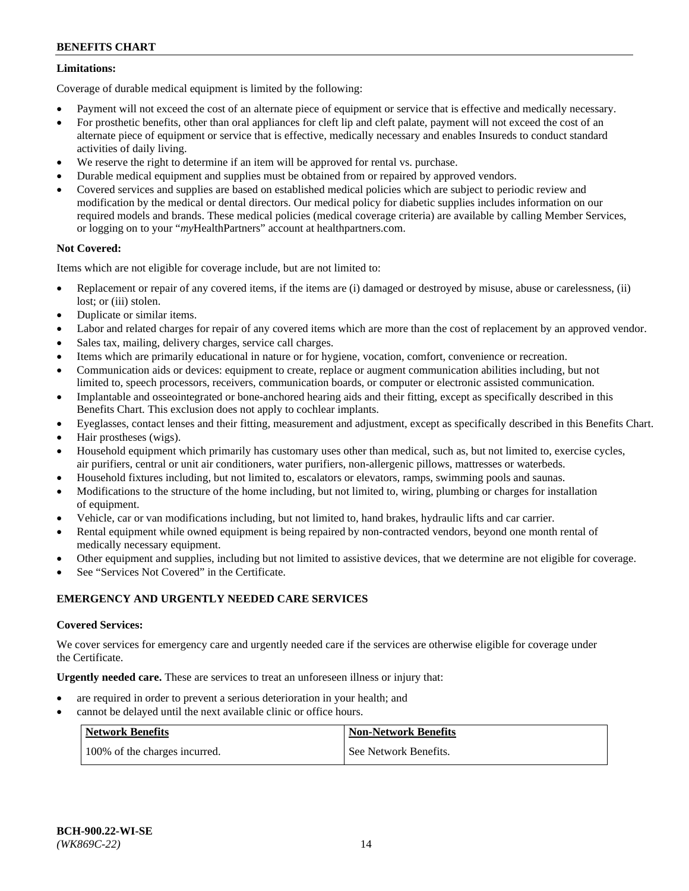**Limitations:**

Coverage of durable medical equipment is limited by the following:

- Payment will not exceed the cost of an alternate piece of equipment or service that is effective and medically necessary.
- For prosthetic benefits, other than oral appliances for cleft lip and cleft palate, payment will not exceed the cost of an alternate piece of equipment or service that is effective, medically necessary and enables Insureds to conduct standard activities of daily living.
- We reserve the right to determine if an item will be approved for rental vs. purchase.
- Durable medical equipment and supplies must be obtained from or repaired by approved vendors.
- Covered services and supplies are based on established medical policies which are subject to periodic review and modification by the medical or dental directors. Our medical policy for diabetic supplies includes information on our required models and brands. These medical policies (medical coverage criteria) are available by calling Member Services, or logging on to your "*my*HealthPartners" account at healthpartners.com.

**Not Covered:**

Items which are not eligible for coverage include, but are not limited to:

- Replacement or repair of any covered items, if the items are (i) damaged or destroyed by misuse, abuse or carelessness, (ii) lost; or (iii) stolen.
- Duplicate or similar items.
- Labor and related charges for repair of any covered items which are more than the cost of replacement by an approved vendor.
- Sales tax, mailing, delivery charges, service call charges.
- Items which are primarily educational in nature or for hygiene, vocation, comfort, convenience or recreation.
- Communication aids or devices: equipment to create, replace or augment communication abilities including, but not limited to, speech processors, receivers, communication boards, or computer or electronic assisted communication.
- Implantable and osseointegrated or bone-anchored hearing aids and their fitting, except as specifically described in this Benefits Chart. This exclusion does not apply to cochlear implants.
- Eyeglasses, contact lenses and their fitting, measurement and adjustment, except as specifically described in this Benefits Chart.
- Hair prostheses (wigs).
- Household equipment which primarily has customary uses other than medical, such as, but not limited to, exercise cycles, air purifiers, central or unit air conditioners, water purifiers, non-allergenic pillows, mattresses or waterbeds.
- Household fixtures including, but not limited to, escalators or elevators, ramps, swimming pools and saunas.
- Modifications to the structure of the home including, but not limited to, wiring, plumbing or charges for installation of equipment.
- Vehicle, car or van modifications including, but not limited to, hand brakes, hydraulic lifts and car carrier.
- Rental equipment while owned equipment is being repaired by non-contracted vendors, beyond one month rental of medically necessary equipment.
- Other equipment and supplies, including but not limited to assistive devices, that we determine are not eligible for coverage.
- See "Services Not Covered" in the Certificate.

## EMERGENCY AND URGENTLY NEEDED CARE SERVICES

**Covered Services:**

We cover services for emergency care and urgently needed care if the services are otherwise eligible for coverage under the Certificate.

**Urgently needed care.** These are services to treat an unforeseen illness or injury that:

- are required in order to prevent a serious deterioration in your health; and
- cannot be delayed until the next available clinic or office hours.

| Network Benefits | Non-Network Benefits |
|---|---|
| 100% of the charges incurred. | See Network Benefits. |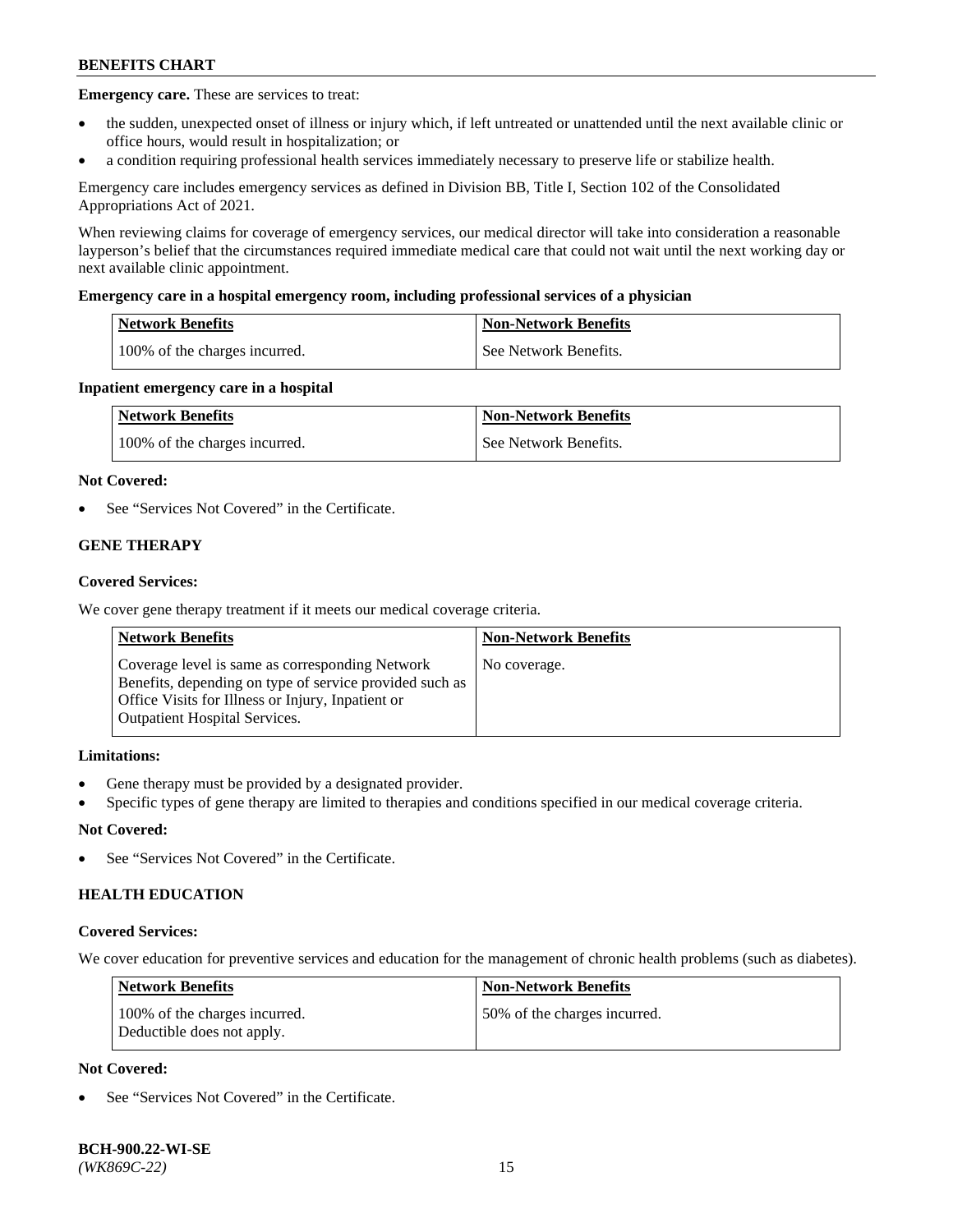**Emergency care.** These are services to treat:

- the sudden, unexpected onset of illness or injury which, if left untreated or unattended until the next available clinic or office hours, would result in hospitalization; or
- a condition requiring professional health services immediately necessary to preserve life or stabilize health.

Emergency care includes emergency services as defined in Division BB, Title I, Section 102 of the Consolidated Appropriations Act of 2021.

When reviewing claims for coverage of emergency services, our medical director will take into consideration a reasonable layperson's belief that the circumstances required immediate medical care that could not wait until the next working day or next available clinic appointment.

**Emergency care in a hospital emergency room, including professional services of a physician**

| Network Benefits | Non-Network Benefits |
|---|---|
| 100% of the charges incurred. | See Network Benefits. |

**Inpatient emergency care in a hospital**

| Network Benefits | Non-Network Benefits |
|---|---|
| 100% of the charges incurred. | See Network Benefits. |

**Not Covered:**

- See "Services Not Covered" in the Certificate.

## GENE THERAPY

**Covered Services:**

We cover gene therapy treatment if it meets our medical coverage criteria.

| Network Benefits | Non-Network Benefits |
|---|---|
| Coverage level is same as corresponding Network Benefits, depending on type of service provided such as Office Visits for Illness or Injury, Inpatient or Outpatient Hospital Services. | No coverage. |

**Limitations:**

- Gene therapy must be provided by a designated provider.
- Specific types of gene therapy are limited to therapies and conditions specified in our medical coverage criteria.

**Not Covered:**

- See "Services Not Covered" in the Certificate.

## HEALTH EDUCATION

**Covered Services:**

We cover education for preventive services and education for the management of chronic health problems (such as diabetes).

| Network Benefits | Non-Network Benefits |
|---|---|
| 100% of the charges incurred. Deductible does not apply. | 50% of the charges incurred. |

**Not Covered:**

- See "Services Not Covered" in the Certificate.

**BCH-900.22-WI-SE**
*(WK869C-22)*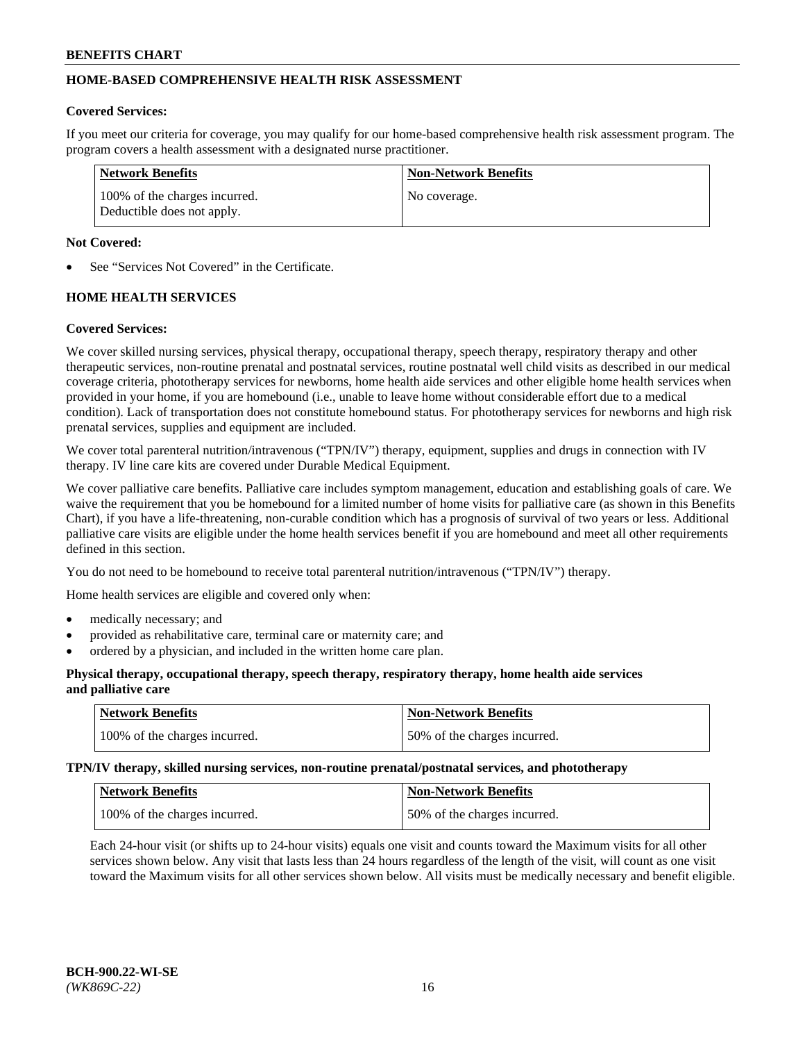## HOME-BASED COMPREHENSIVE HEALTH RISK ASSESSMENT

**Covered Services:**

If you meet our criteria for coverage, you may qualify for our home-based comprehensive health risk assessment program. The program covers a health assessment with a designated nurse practitioner.

| Network Benefits | Non-Network Benefits |
| --- | --- |
| 100% of the charges incurred. Deductible does not apply. | No coverage. |

**Not Covered:**

- See "Services Not Covered" in the Certificate.

## HOME HEALTH SERVICES

**Covered Services:**

We cover skilled nursing services, physical therapy, occupational therapy, speech therapy, respiratory therapy and other therapeutic services, non-routine prenatal and postnatal services, routine postnatal well child visits as described in our medical coverage criteria, phototherapy services for newborns, home health aide services and other eligible home health services when provided in your home, if you are homebound (i.e., unable to leave home without considerable effort due to a medical condition). Lack of transportation does not constitute homebound status. For phototherapy services for newborns and high risk prenatal services, supplies and equipment are included.

We cover total parenteral nutrition/intravenous ("TPN/IV") therapy, equipment, supplies and drugs in connection with IV therapy. IV line care kits are covered under Durable Medical Equipment.

We cover palliative care benefits. Palliative care includes symptom management, education and establishing goals of care. We waive the requirement that you be homebound for a limited number of home visits for palliative care (as shown in this Benefits Chart), if you have a life-threatening, non-curable condition which has a prognosis of survival of two years or less. Additional palliative care visits are eligible under the home health services benefit if you are homebound and meet all other requirements defined in this section.

You do not need to be homebound to receive total parenteral nutrition/intravenous ("TPN/IV") therapy.

Home health services are eligible and covered only when:

- medically necessary; and
- provided as rehabilitative care, terminal care or maternity care; and
- ordered by a physician, and included in the written home care plan.

**Physical therapy, occupational therapy, speech therapy, respiratory therapy, home health aide services and palliative care**

| Network Benefits | Non-Network Benefits |
| --- | --- |
| 100% of the charges incurred. | 50% of the charges incurred. |

**TPN/IV therapy, skilled nursing services, non-routine prenatal/postnatal services, and phototherapy**

| Network Benefits | Non-Network Benefits |
| --- | --- |
| 100% of the charges incurred. | 50% of the charges incurred. |

Each 24-hour visit (or shifts up to 24-hour visits) equals one visit and counts toward the Maximum visits for all other services shown below. Any visit that lasts less than 24 hours regardless of the length of the visit, will count as one visit toward the Maximum visits for all other services shown below. All visits must be medically necessary and benefit eligible.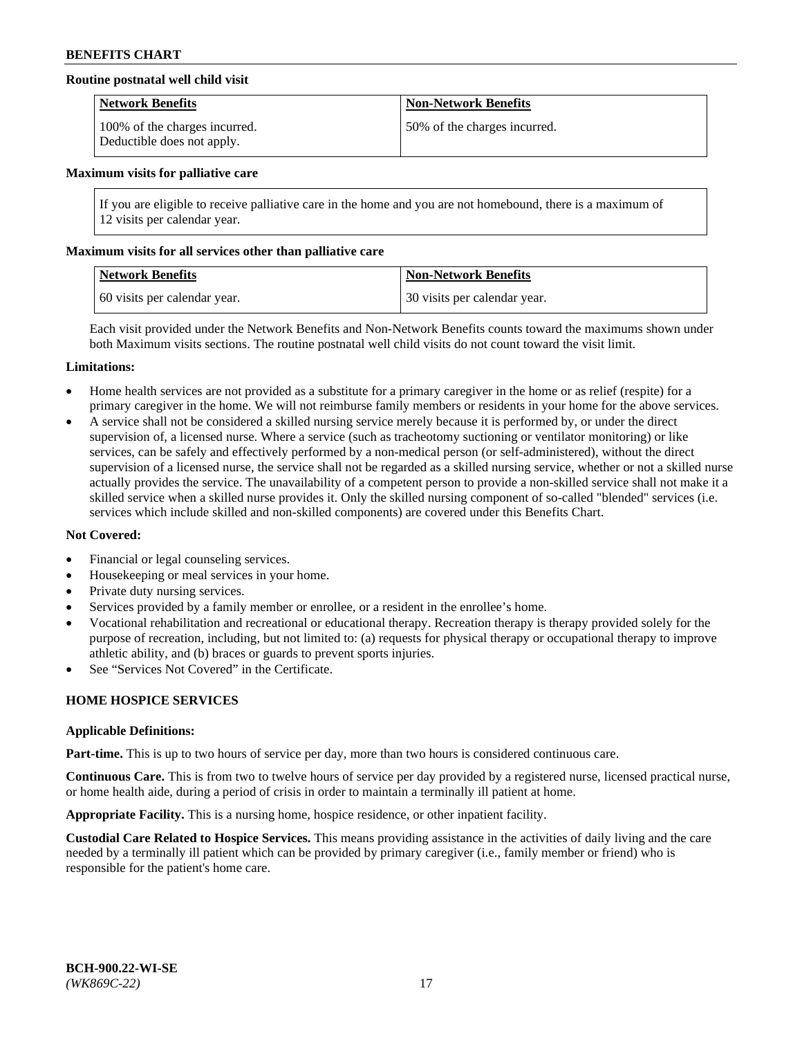**Routine postnatal well child visit**

| Network Benefits | Non-Network Benefits |
|---|---|
| 100% of the charges incurred. Deductible does not apply. | 50% of the charges incurred. |

**Maximum visits for palliative care**

If you are eligible to receive palliative care in the home and you are not homebound, there is a maximum of 12 visits per calendar year.

**Maximum visits for all services other than palliative care**

| Network Benefits | Non-Network Benefits |
|---|---|
| 60 visits per calendar year. | 30 visits per calendar year. |

Each visit provided under the Network Benefits and Non-Network Benefits counts toward the maximums shown under both Maximum visits sections. The routine postnatal well child visits do not count toward the visit limit.

**Limitations:**

- Home health services are not provided as a substitute for a primary caregiver in the home or as relief (respite) for a primary caregiver in the home. We will not reimburse family members or residents in your home for the above services.
- A service shall not be considered a skilled nursing service merely because it is performed by, or under the direct supervision of, a licensed nurse. Where a service (such as tracheotomy suctioning or ventilator monitoring) or like services, can be safely and effectively performed by a non-medical person (or self-administered), without the direct supervision of a licensed nurse, the service shall not be regarded as a skilled nursing service, whether or not a skilled nurse actually provides the service. The unavailability of a competent person to provide a non-skilled service shall not make it a skilled service when a skilled nurse provides it. Only the skilled nursing component of so-called "blended" services (i.e. services which include skilled and non-skilled components) are covered under this Benefits Chart.

**Not Covered:**

- Financial or legal counseling services.
- Housekeeping or meal services in your home.
- Private duty nursing services.
- Services provided by a family member or enrollee, or a resident in the enrollee's home.
- Vocational rehabilitation and recreational or educational therapy. Recreation therapy is therapy provided solely for the purpose of recreation, including, but not limited to: (a) requests for physical therapy or occupational therapy to improve athletic ability, and (b) braces or guards to prevent sports injuries.
- See "Services Not Covered" in the Certificate.

## HOME HOSPICE SERVICES

**Applicable Definitions:**

**Part-time.** This is up to two hours of service per day, more than two hours is considered continuous care.

**Continuous Care.** This is from two to twelve hours of service per day provided by a registered nurse, licensed practical nurse, or home health aide, during a period of crisis in order to maintain a terminally ill patient at home.

**Appropriate Facility.** This is a nursing home, hospice residence, or other inpatient facility.

**Custodial Care Related to Hospice Services.** This means providing assistance in the activities of daily living and the care needed by a terminally ill patient which can be provided by primary caregiver (i.e., family member or friend) who is responsible for the patient's home care.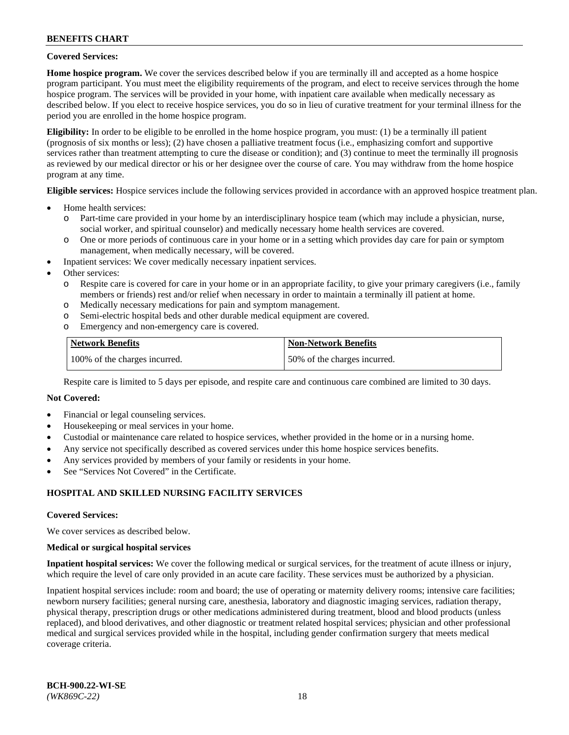**Covered Services:**

**Home hospice program.** We cover the services described below if you are terminally ill and accepted as a home hospice program participant. You must meet the eligibility requirements of the program, and elect to receive services through the home hospice program. The services will be provided in your home, with inpatient care available when medically necessary as described below. If you elect to receive hospice services, you do so in lieu of curative treatment for your terminal illness for the period you are enrolled in the home hospice program.

**Eligibility:** In order to be eligible to be enrolled in the home hospice program, you must: (1) be a terminally ill patient (prognosis of six months or less); (2) have chosen a palliative treatment focus (i.e., emphasizing comfort and supportive services rather than treatment attempting to cure the disease or condition); and (3) continue to meet the terminally ill prognosis as reviewed by our medical director or his or her designee over the course of care. You may withdraw from the home hospice program at any time.

**Eligible services:** Hospice services include the following services provided in accordance with an approved hospice treatment plan.

- Home health services:
  - Part-time care provided in your home by an interdisciplinary hospice team (which may include a physician, nurse, social worker, and spiritual counselor) and medically necessary home health services are covered.
  - One or more periods of continuous care in your home or in a setting which provides day care for pain or symptom management, when medically necessary, will be covered.
- Inpatient services: We cover medically necessary inpatient services.
- Other services:
  - Respite care is covered for care in your home or in an appropriate facility, to give your primary caregivers (i.e., family members or friends) rest and/or relief when necessary in order to maintain a terminally ill patient at home.
  - Medically necessary medications for pain and symptom management.
  - Semi-electric hospital beds and other durable medical equipment are covered.
  - Emergency and non-emergency care is covered.

| Network Benefits | Non-Network Benefits |
|---|---|
| 100% of the charges incurred. | 50% of the charges incurred. |

Respite care is limited to 5 days per episode, and respite care and continuous care combined are limited to 30 days.

**Not Covered:**

- Financial or legal counseling services.
- Housekeeping or meal services in your home.
- Custodial or maintenance care related to hospice services, whether provided in the home or in a nursing home.
- Any service not specifically described as covered services under this home hospice services benefits.
- Any services provided by members of your family or residents in your home.
- See "Services Not Covered" in the Certificate.

## HOSPITAL AND SKILLED NURSING FACILITY SERVICES

**Covered Services:**

We cover services as described below.

**Medical or surgical hospital services**

**Inpatient hospital services:** We cover the following medical or surgical services, for the treatment of acute illness or injury, which require the level of care only provided in an acute care facility. These services must be authorized by a physician.

Inpatient hospital services include: room and board; the use of operating or maternity delivery rooms; intensive care facilities; newborn nursery facilities; general nursing care, anesthesia, laboratory and diagnostic imaging services, radiation therapy, physical therapy, prescription drugs or other medications administered during treatment, blood and blood products (unless replaced), and blood derivatives, and other diagnostic or treatment related hospital services; physician and other professional medical and surgical services provided while in the hospital, including gender confirmation surgery that meets medical coverage criteria.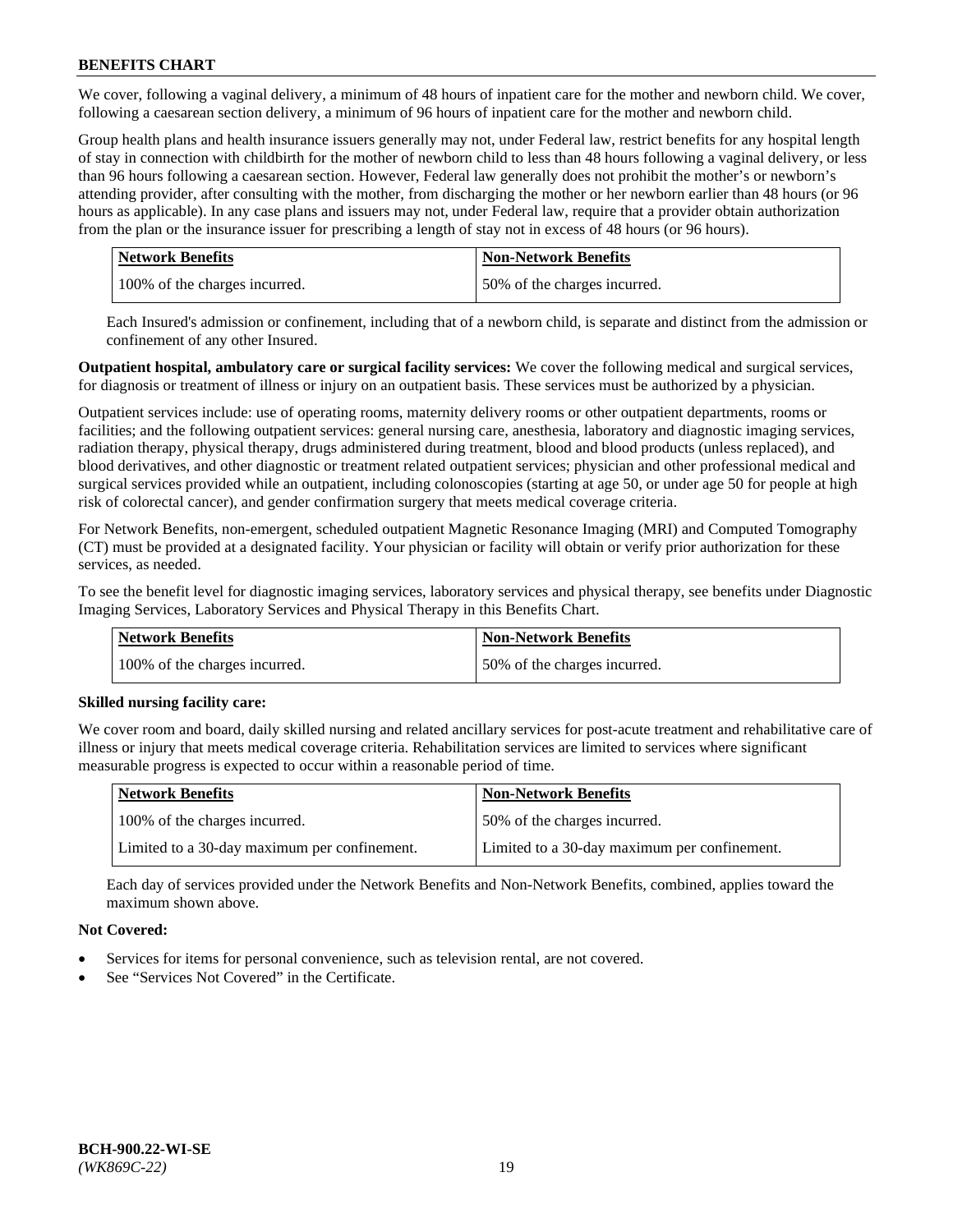We cover, following a vaginal delivery, a minimum of 48 hours of inpatient care for the mother and newborn child. We cover, following a caesarean section delivery, a minimum of 96 hours of inpatient care for the mother and newborn child.

Group health plans and health insurance issuers generally may not, under Federal law, restrict benefits for any hospital length of stay in connection with childbirth for the mother of newborn child to less than 48 hours following a vaginal delivery, or less than 96 hours following a caesarean section. However, Federal law generally does not prohibit the mother's or newborn's attending provider, after consulting with the mother, from discharging the mother or her newborn earlier than 48 hours (or 96 hours as applicable). In any case plans and issuers may not, under Federal law, require that a provider obtain authorization from the plan or the insurance issuer for prescribing a length of stay not in excess of 48 hours (or 96 hours).

| Network Benefits | Non-Network Benefits |
|---|---|
| 100% of the charges incurred. | 50% of the charges incurred. |

Each Insured's admission or confinement, including that of a newborn child, is separate and distinct from the admission or confinement of any other Insured.

**Outpatient hospital, ambulatory care or surgical facility services:** We cover the following medical and surgical services, for diagnosis or treatment of illness or injury on an outpatient basis. These services must be authorized by a physician.

Outpatient services include: use of operating rooms, maternity delivery rooms or other outpatient departments, rooms or facilities; and the following outpatient services: general nursing care, anesthesia, laboratory and diagnostic imaging services, radiation therapy, physical therapy, drugs administered during treatment, blood and blood products (unless replaced), and blood derivatives, and other diagnostic or treatment related outpatient services; physician and other professional medical and surgical services provided while an outpatient, including colonoscopies (starting at age 50, or under age 50 for people at high risk of colorectal cancer), and gender confirmation surgery that meets medical coverage criteria.

For Network Benefits, non-emergent, scheduled outpatient Magnetic Resonance Imaging (MRI) and Computed Tomography (CT) must be provided at a designated facility. Your physician or facility will obtain or verify prior authorization for these services, as needed.

To see the benefit level for diagnostic imaging services, laboratory services and physical therapy, see benefits under Diagnostic Imaging Services, Laboratory Services and Physical Therapy in this Benefits Chart.

| Network Benefits | Non-Network Benefits |
|---|---|
| 100% of the charges incurred. | 50% of the charges incurred. |

**Skilled nursing facility care:**

We cover room and board, daily skilled nursing and related ancillary services for post-acute treatment and rehabilitative care of illness or injury that meets medical coverage criteria. Rehabilitation services are limited to services where significant measurable progress is expected to occur within a reasonable period of time.

| Network Benefits | Non-Network Benefits |
|---|---|
| 100% of the charges incurred. | 50% of the charges incurred. |
| Limited to a 30-day maximum per confinement. | Limited to a 30-day maximum per confinement. |

Each day of services provided under the Network Benefits and Non-Network Benefits, combined, applies toward the maximum shown above.

**Not Covered:**

- Services for items for personal convenience, such as television rental, are not covered.
- See "Services Not Covered" in the Certificate.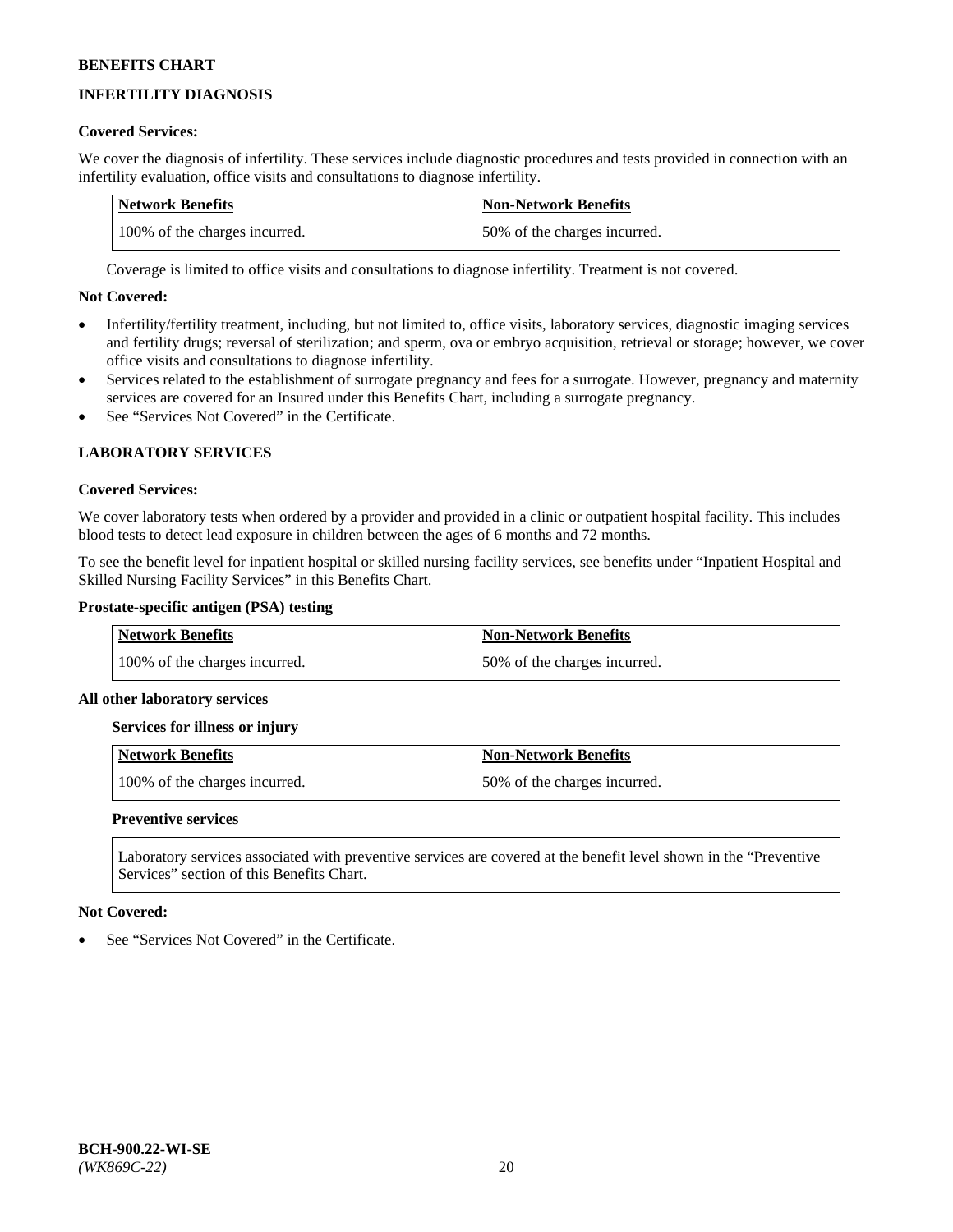## INFERTILITY DIAGNOSIS

**Covered Services:**

We cover the diagnosis of infertility. These services include diagnostic procedures and tests provided in connection with an infertility evaluation, office visits and consultations to diagnose infertility.

| Network Benefits | Non-Network Benefits |
| --- | --- |
| 100% of the charges incurred. | 50% of the charges incurred. |

Coverage is limited to office visits and consultations to diagnose infertility. Treatment is not covered.

**Not Covered:**

- Infertility/fertility treatment, including, but not limited to, office visits, laboratory services, diagnostic imaging services and fertility drugs; reversal of sterilization; and sperm, ova or embryo acquisition, retrieval or storage; however, we cover office visits and consultations to diagnose infertility.
- Services related to the establishment of surrogate pregnancy and fees for a surrogate. However, pregnancy and maternity services are covered for an Insured under this Benefits Chart, including a surrogate pregnancy.
- See "Services Not Covered" in the Certificate.

## LABORATORY SERVICES

**Covered Services:**

We cover laboratory tests when ordered by a provider and provided in a clinic or outpatient hospital facility. This includes blood tests to detect lead exposure in children between the ages of 6 months and 72 months.

To see the benefit level for inpatient hospital or skilled nursing facility services, see benefits under "Inpatient Hospital and Skilled Nursing Facility Services" in this Benefits Chart.

**Prostate-specific antigen (PSA) testing**

| Network Benefits | Non-Network Benefits |
| --- | --- |
| 100% of the charges incurred. | 50% of the charges incurred. |

**All other laboratory services**

**Services for illness or injury**

| Network Benefits | Non-Network Benefits |
| --- | --- |
| 100% of the charges incurred. | 50% of the charges incurred. |

**Preventive services**

Laboratory services associated with preventive services are covered at the benefit level shown in the "Preventive Services" section of this Benefits Chart.

**Not Covered:**

- See "Services Not Covered" in the Certificate.

BCH-900.22-WI-SE
*(WK869C-22)*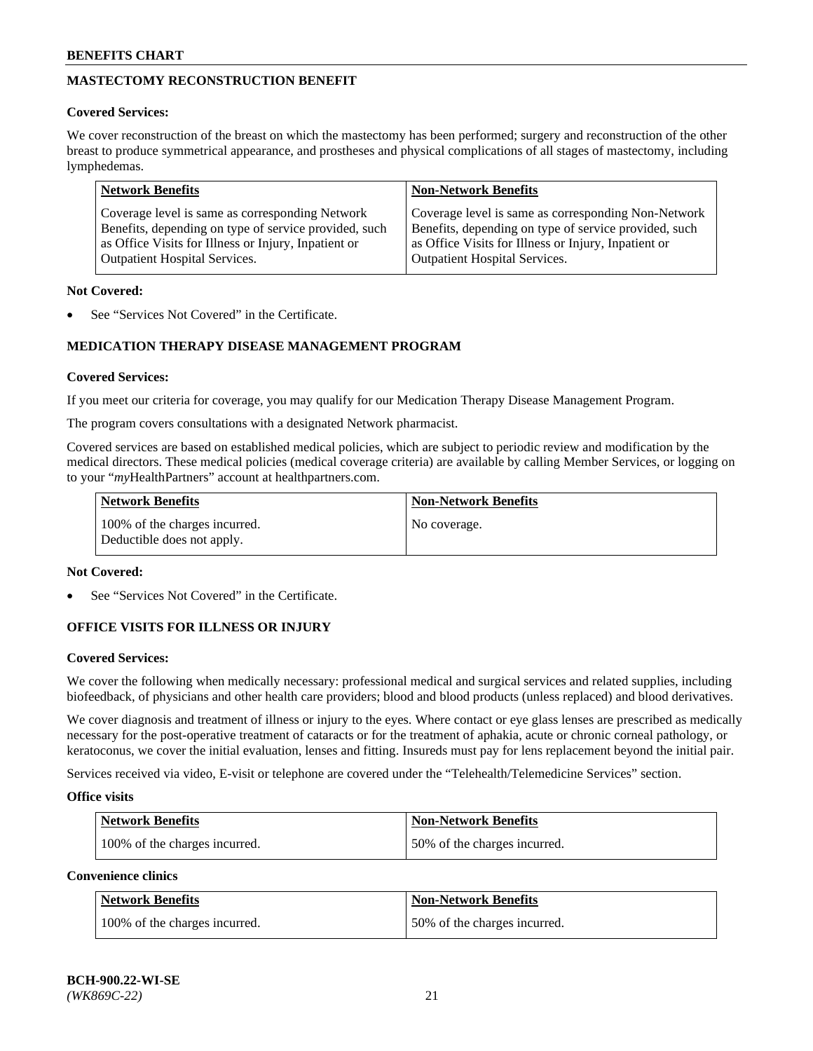## MASTECTOMY RECONSTRUCTION BENEFIT

**Covered Services:**

We cover reconstruction of the breast on which the mastectomy has been performed; surgery and reconstruction of the other breast to produce symmetrical appearance, and prostheses and physical complications of all stages of mastectomy, including lymphedemas.

| Network Benefits | Non-Network Benefits |
|---|---|
| Coverage level is same as corresponding Network Benefits, depending on type of service provided, such as Office Visits for Illness or Injury, Inpatient or Outpatient Hospital Services. | Coverage level is same as corresponding Non-Network Benefits, depending on type of service provided, such as Office Visits for Illness or Injury, Inpatient or Outpatient Hospital Services. |

**Not Covered:**

- See "Services Not Covered" in the Certificate.

## MEDICATION THERAPY DISEASE MANAGEMENT PROGRAM

**Covered Services:**

If you meet our criteria for coverage, you may qualify for our Medication Therapy Disease Management Program.

The program covers consultations with a designated Network pharmacist.

Covered services are based on established medical policies, which are subject to periodic review and modification by the medical directors. These medical policies (medical coverage criteria) are available by calling Member Services, or logging on to your "*my*HealthPartners" account at healthpartners.com.

| Network Benefits | Non-Network Benefits |
|---|---|
| 100% of the charges incurred. Deductible does not apply. | No coverage. |

**Not Covered:**

- See "Services Not Covered" in the Certificate.

## OFFICE VISITS FOR ILLNESS OR INJURY

**Covered Services:**

We cover the following when medically necessary: professional medical and surgical services and related supplies, including biofeedback, of physicians and other health care providers; blood and blood products (unless replaced) and blood derivatives.

We cover diagnosis and treatment of illness or injury to the eyes. Where contact or eye glass lenses are prescribed as medically necessary for the post-operative treatment of cataracts or for the treatment of aphakia, acute or chronic corneal pathology, or keratoconus, we cover the initial evaluation, lenses and fitting. Insureds must pay for lens replacement beyond the initial pair.

Services received via video, E-visit or telephone are covered under the "Telehealth/Telemedicine Services" section.

**Office visits**

| Network Benefits | Non-Network Benefits |
|---|---|
| 100% of the charges incurred. | 50% of the charges incurred. |

**Convenience clinics**

| Network Benefits | Non-Network Benefits |
|---|---|
| 100% of the charges incurred. | 50% of the charges incurred. |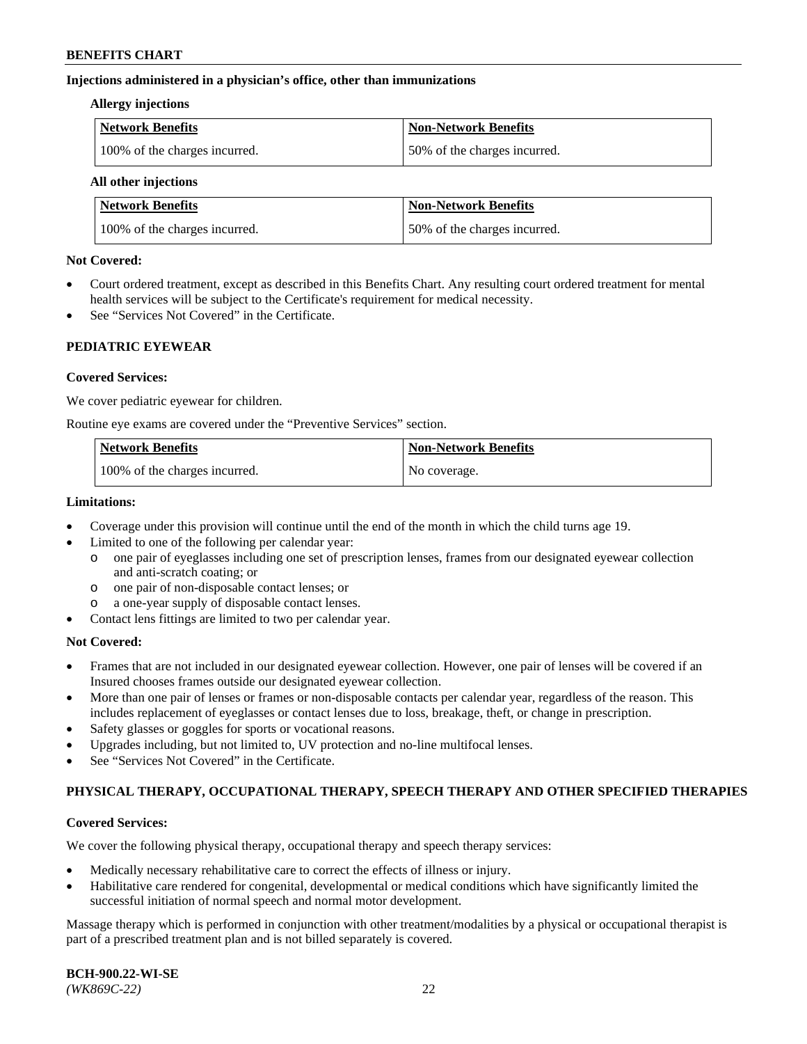**Injections administered in a physician's office, other than immunizations**

**Allergy injections**

| Network Benefits | Non-Network Benefits |
|---|---|
| 100% of the charges incurred. | 50% of the charges incurred. |

**All other injections**

| Network Benefits | Non-Network Benefits |
|---|---|
| 100% of the charges incurred. | 50% of the charges incurred. |

**Not Covered:**

- Court ordered treatment, except as described in this Benefits Chart. Any resulting court ordered treatment for mental health services will be subject to the Certificate's requirement for medical necessity.
- See "Services Not Covered" in the Certificate.

## PEDIATRIC EYEWEAR

**Covered Services:**

We cover pediatric eyewear for children.

Routine eye exams are covered under the "Preventive Services" section.

| Network Benefits | Non-Network Benefits |
|---|---|
| 100% of the charges incurred. | No coverage. |

**Limitations:**

- Coverage under this provision will continue until the end of the month in which the child turns age 19.
- Limited to one of the following per calendar year:
  - one pair of eyeglasses including one set of prescription lenses, frames from our designated eyewear collection and anti-scratch coating; or
  - one pair of non-disposable contact lenses; or
  - a one-year supply of disposable contact lenses.
- Contact lens fittings are limited to two per calendar year.

**Not Covered:**

- Frames that are not included in our designated eyewear collection. However, one pair of lenses will be covered if an Insured chooses frames outside our designated eyewear collection.
- More than one pair of lenses or frames or non-disposable contacts per calendar year, regardless of the reason. This includes replacement of eyeglasses or contact lenses due to loss, breakage, theft, or change in prescription.
- Safety glasses or goggles for sports or vocational reasons.
- Upgrades including, but not limited to, UV protection and no-line multifocal lenses.
- See "Services Not Covered" in the Certificate.

## PHYSICAL THERAPY, OCCUPATIONAL THERAPY, SPEECH THERAPY AND OTHER SPECIFIED THERAPIES

**Covered Services:**

We cover the following physical therapy, occupational therapy and speech therapy services:

- Medically necessary rehabilitative care to correct the effects of illness or injury.
- Habilitative care rendered for congenital, developmental or medical conditions which have significantly limited the successful initiation of normal speech and normal motor development.

Massage therapy which is performed in conjunction with other treatment/modalities by a physical or occupational therapist is part of a prescribed treatment plan and is not billed separately is covered.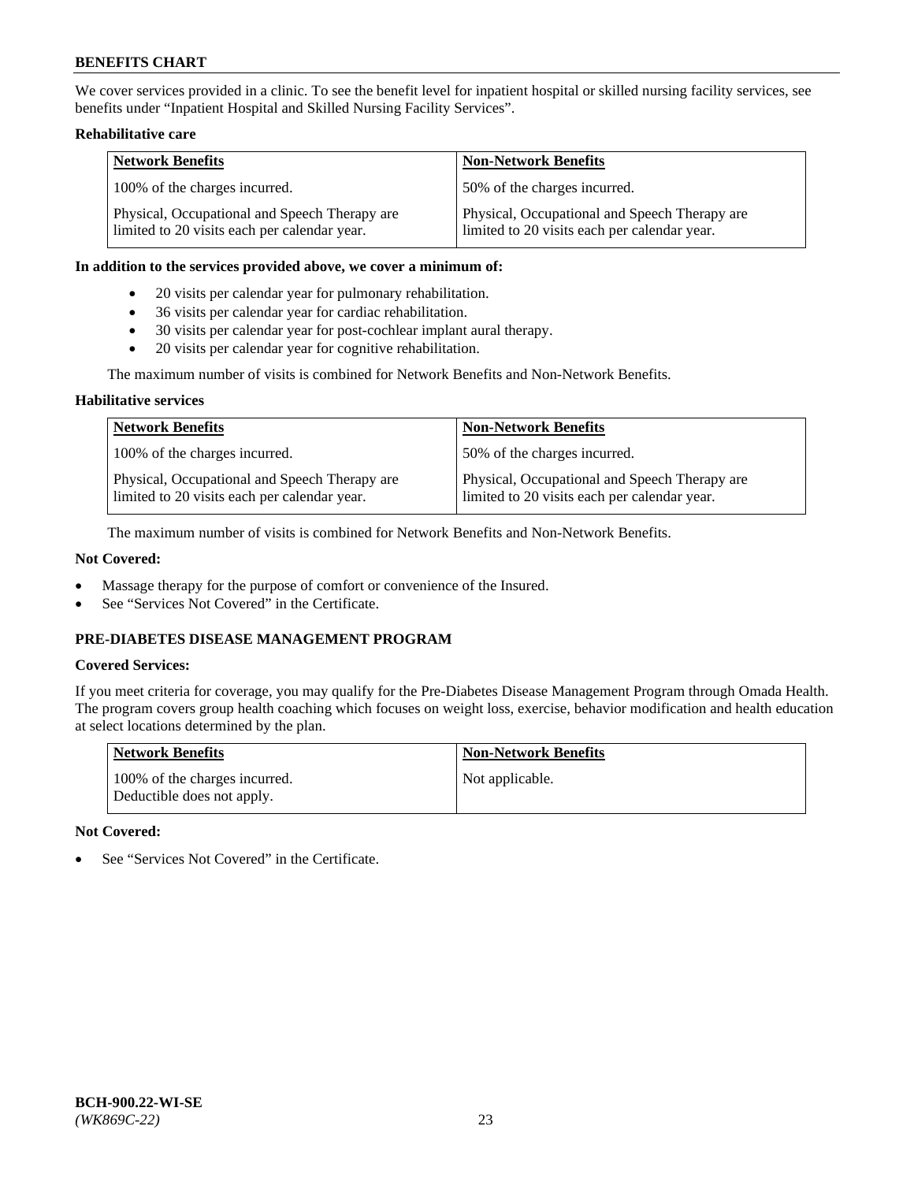We cover services provided in a clinic. To see the benefit level for inpatient hospital or skilled nursing facility services, see benefits under "Inpatient Hospital and Skilled Nursing Facility Services".

**Rehabilitative care**

| Network Benefits | Non-Network Benefits |
|---|---|
| 100% of the charges incurred. | 50% of the charges incurred. |
| Physical, Occupational and Speech Therapy are limited to 20 visits each per calendar year. | Physical, Occupational and Speech Therapy are limited to 20 visits each per calendar year. |

**In addition to the services provided above, we cover a minimum of:**

- 20 visits per calendar year for pulmonary rehabilitation.
- 36 visits per calendar year for cardiac rehabilitation.
- 30 visits per calendar year for post-cochlear implant aural therapy.
- 20 visits per calendar year for cognitive rehabilitation.

The maximum number of visits is combined for Network Benefits and Non-Network Benefits.

**Habilitative services**

| Network Benefits | Non-Network Benefits |
|---|---|
| 100% of the charges incurred. | 50% of the charges incurred. |
| Physical, Occupational and Speech Therapy are limited to 20 visits each per calendar year. | Physical, Occupational and Speech Therapy are limited to 20 visits each per calendar year. |

The maximum number of visits is combined for Network Benefits and Non-Network Benefits.

**Not Covered:**

- Massage therapy for the purpose of comfort or convenience of the Insured.
- See "Services Not Covered" in the Certificate.

### PRE-DIABETES DISEASE MANAGEMENT PROGRAM

**Covered Services:**

If you meet criteria for coverage, you may qualify for the Pre-Diabetes Disease Management Program through Omada Health. The program covers group health coaching which focuses on weight loss, exercise, behavior modification and health education at select locations determined by the plan.

| Network Benefits | Non-Network Benefits |
|---|---|
| 100% of the charges incurred. Deductible does not apply. | Not applicable. |

**Not Covered:**

- See "Services Not Covered" in the Certificate.

BCH-900.22-WI-SE
*(WK869C-22)*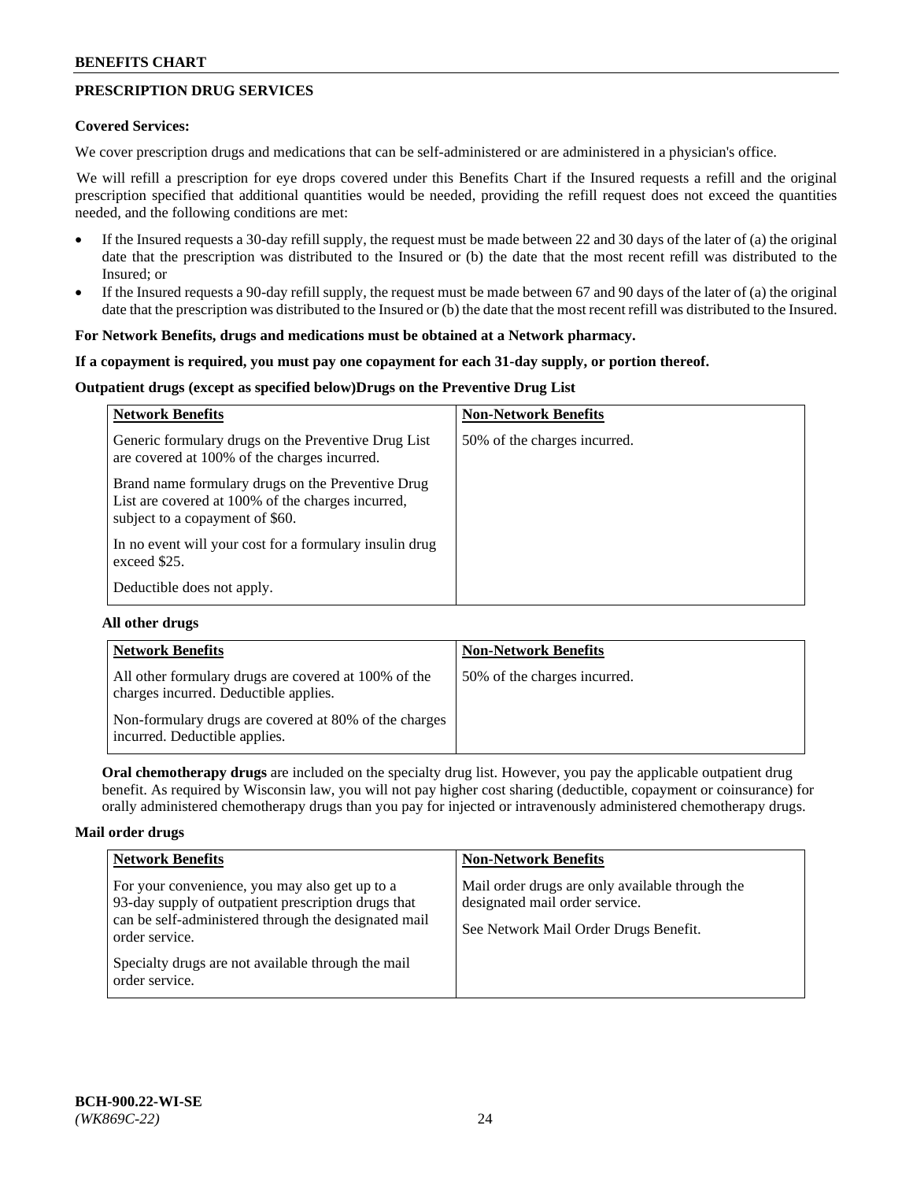## PRESCRIPTION DRUG SERVICES

**Covered Services:**

We cover prescription drugs and medications that can be self-administered or are administered in a physician's office.

We will refill a prescription for eye drops covered under this Benefits Chart if the Insured requests a refill and the original prescription specified that additional quantities would be needed, providing the refill request does not exceed the quantities needed, and the following conditions are met:

- If the Insured requests a 30-day refill supply, the request must be made between 22 and 30 days of the later of (a) the original date that the prescription was distributed to the Insured or (b) the date that the most recent refill was distributed to the Insured; or
- If the Insured requests a 90-day refill supply, the request must be made between 67 and 90 days of the later of (a) the original date that the prescription was distributed to the Insured or (b) the date that the most recent refill was distributed to the Insured.

**For Network Benefits, drugs and medications must be obtained at a Network pharmacy.**

**If a copayment is required, you must pay one copayment for each 31-day supply, or portion thereof.**

**Outpatient drugs (except as specified below)Drugs on the Preventive Drug List**

| Network Benefits | Non-Network Benefits |
|---|---|
| Generic formulary drugs on the Preventive Drug List are covered at 100% of the charges incurred.<br><br>Brand name formulary drugs on the Preventive Drug List are covered at 100% of the charges incurred, subject to a copayment of $60.<br><br>In no event will your cost for a formulary insulin drug exceed $25.<br><br>Deductible does not apply. | 50% of the charges incurred. |

**All other drugs**

| Network Benefits | Non-Network Benefits |
|---|---|
| All other formulary drugs are covered at 100% of the charges incurred. Deductible applies.<br><br>Non-formulary drugs are covered at 80% of the charges incurred. Deductible applies. | 50% of the charges incurred. |

**Oral chemotherapy drugs** are included on the specialty drug list. However, you pay the applicable outpatient drug benefit. As required by Wisconsin law, you will not pay higher cost sharing (deductible, copayment or coinsurance) for orally administered chemotherapy drugs than you pay for injected or intravenously administered chemotherapy drugs.

**Mail order drugs**

| Network Benefits | Non-Network Benefits |
|---|---|
| For your convenience, you may also get up to a 93-day supply of outpatient prescription drugs that can be self-administered through the designated mail order service.<br><br>Specialty drugs are not available through the mail order service. | Mail order drugs are only available through the designated mail order service.<br><br>See Network Mail Order Drugs Benefit. |

BCH-900.22-WI-SE
*(WK869C-22)*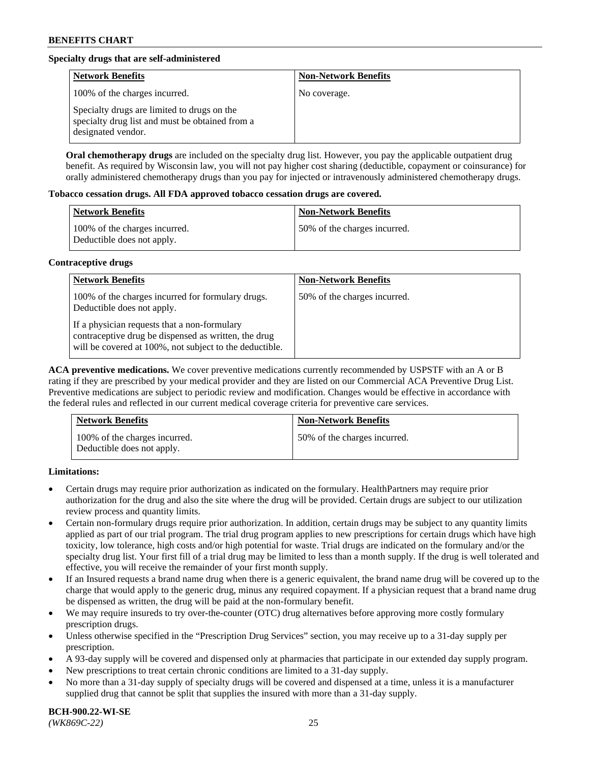**Specialty drugs that are self-administered**

| Network Benefits | Non-Network Benefits |
|---|---|
| 100% of the charges incurred.<br><br>Specialty drugs are limited to drugs on the specialty drug list and must be obtained from a designated vendor. | No coverage. |

**Oral chemotherapy drugs** are included on the specialty drug list. However, you pay the applicable outpatient drug benefit. As required by Wisconsin law, you will not pay higher cost sharing (deductible, copayment or coinsurance) for orally administered chemotherapy drugs than you pay for injected or intravenously administered chemotherapy drugs.

**Tobacco cessation drugs. All FDA approved tobacco cessation drugs are covered.**

| Network Benefits | Non-Network Benefits |
|---|---|
| 100% of the charges incurred.<br>Deductible does not apply. | 50% of the charges incurred. |

**Contraceptive drugs**

| Network Benefits | Non-Network Benefits |
|---|---|
| 100% of the charges incurred for formulary drugs. Deductible does not apply.<br><br>If a physician requests that a non-formulary contraceptive drug be dispensed as written, the drug will be covered at 100%, not subject to the deductible. | 50% of the charges incurred. |

**ACA preventive medications.** We cover preventive medications currently recommended by USPSTF with an A or B rating if they are prescribed by your medical provider and they are listed on our Commercial ACA Preventive Drug List. Preventive medications are subject to periodic review and modification. Changes would be effective in accordance with the federal rules and reflected in our current medical coverage criteria for preventive care services.

| Network Benefits | Non-Network Benefits |
|---|---|
| 100% of the charges incurred.<br>Deductible does not apply. | 50% of the charges incurred. |

**Limitations:**

- Certain drugs may require prior authorization as indicated on the formulary. HealthPartners may require prior authorization for the drug and also the site where the drug will be provided. Certain drugs are subject to our utilization review process and quantity limits.
- Certain non-formulary drugs require prior authorization. In addition, certain drugs may be subject to any quantity limits applied as part of our trial program. The trial drug program applies to new prescriptions for certain drugs which have high toxicity, low tolerance, high costs and/or high potential for waste. Trial drugs are indicated on the formulary and/or the specialty drug list. Your first fill of a trial drug may be limited to less than a month supply. If the drug is well tolerated and effective, you will receive the remainder of your first month supply.
- If an Insured requests a brand name drug when there is a generic equivalent, the brand name drug will be covered up to the charge that would apply to the generic drug, minus any required copayment. If a physician request that a brand name drug be dispensed as written, the drug will be paid at the non-formulary benefit.
- We may require insureds to try over-the-counter (OTC) drug alternatives before approving more costly formulary prescription drugs.
- Unless otherwise specified in the "Prescription Drug Services" section, you may receive up to a 31-day supply per prescription.
- A 93-day supply will be covered and dispensed only at pharmacies that participate in our extended day supply program.
- New prescriptions to treat certain chronic conditions are limited to a 31-day supply.
- No more than a 31-day supply of specialty drugs will be covered and dispensed at a time, unless it is a manufacturer supplied drug that cannot be split that supplies the insured with more than a 31-day supply.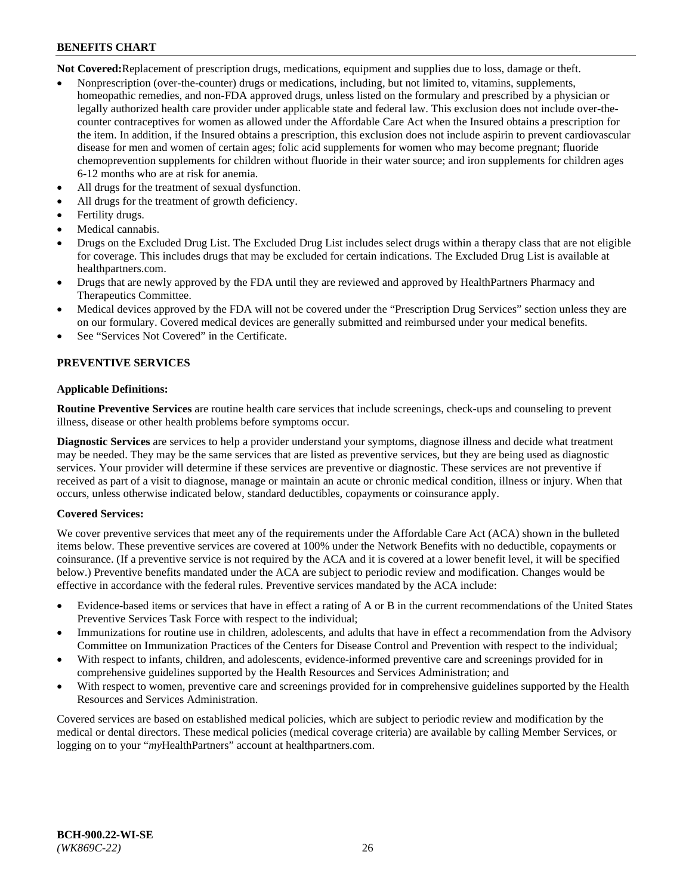**Not Covered:** Replacement of prescription drugs, medications, equipment and supplies due to loss, damage or theft.

- Nonprescription (over-the-counter) drugs or medications, including, but not limited to, vitamins, supplements, homeopathic remedies, and non-FDA approved drugs, unless listed on the formulary and prescribed by a physician or legally authorized health care provider under applicable state and federal law. This exclusion does not include over-the-counter contraceptives for women as allowed under the Affordable Care Act when the Insured obtains a prescription for the item. In addition, if the Insured obtains a prescription, this exclusion does not include aspirin to prevent cardiovascular disease for men and women of certain ages; folic acid supplements for women who may become pregnant; fluoride chemoprevention supplements for children without fluoride in their water source; and iron supplements for children ages 6-12 months who are at risk for anemia.
- All drugs for the treatment of sexual dysfunction.
- All drugs for the treatment of growth deficiency.
- Fertility drugs.
- Medical cannabis.
- Drugs on the Excluded Drug List. The Excluded Drug List includes select drugs within a therapy class that are not eligible for coverage. This includes drugs that may be excluded for certain indications. The Excluded Drug List is available at healthpartners.com.
- Drugs that are newly approved by the FDA until they are reviewed and approved by HealthPartners Pharmacy and Therapeutics Committee.
- Medical devices approved by the FDA will not be covered under the "Prescription Drug Services" section unless they are on our formulary. Covered medical devices are generally submitted and reimbursed under your medical benefits.
- See "Services Not Covered" in the Certificate.

## PREVENTIVE SERVICES

**Applicable Definitions:**

**Routine Preventive Services** are routine health care services that include screenings, check-ups and counseling to prevent illness, disease or other health problems before symptoms occur.

**Diagnostic Services** are services to help a provider understand your symptoms, diagnose illness and decide what treatment may be needed. They may be the same services that are listed as preventive services, but they are being used as diagnostic services. Your provider will determine if these services are preventive or diagnostic. These services are not preventive if received as part of a visit to diagnose, manage or maintain an acute or chronic medical condition, illness or injury. When that occurs, unless otherwise indicated below, standard deductibles, copayments or coinsurance apply.

**Covered Services:**

We cover preventive services that meet any of the requirements under the Affordable Care Act (ACA) shown in the bulleted items below. These preventive services are covered at 100% under the Network Benefits with no deductible, copayments or coinsurance. (If a preventive service is not required by the ACA and it is covered at a lower benefit level, it will be specified below.) Preventive benefits mandated under the ACA are subject to periodic review and modification. Changes would be effective in accordance with the federal rules. Preventive services mandated by the ACA include:

- Evidence-based items or services that have in effect a rating of A or B in the current recommendations of the United States Preventive Services Task Force with respect to the individual;
- Immunizations for routine use in children, adolescents, and adults that have in effect a recommendation from the Advisory Committee on Immunization Practices of the Centers for Disease Control and Prevention with respect to the individual;
- With respect to infants, children, and adolescents, evidence-informed preventive care and screenings provided for in comprehensive guidelines supported by the Health Resources and Services Administration; and
- With respect to women, preventive care and screenings provided for in comprehensive guidelines supported by the Health Resources and Services Administration.

Covered services are based on established medical policies, which are subject to periodic review and modification by the medical or dental directors. These medical policies (medical coverage criteria) are available by calling Member Services, or logging on to your "*my*HealthPartners" account at healthpartners.com.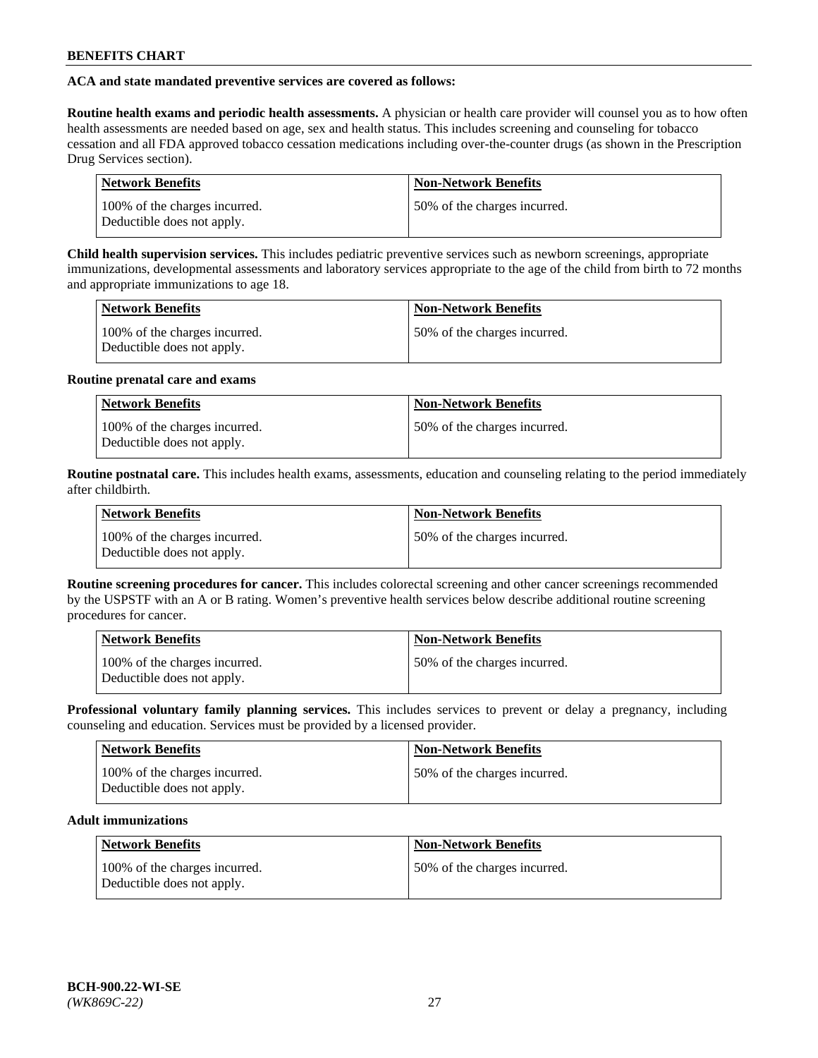**ACA and state mandated preventive services are covered as follows:**

**Routine health exams and periodic health assessments.** A physician or health care provider will counsel you as to how often health assessments are needed based on age, sex and health status. This includes screening and counseling for tobacco cessation and all FDA approved tobacco cessation medications including over-the-counter drugs (as shown in the Prescription Drug Services section).

| Network Benefits | Non-Network Benefits |
|---|---|
| 100% of the charges incurred. Deductible does not apply. | 50% of the charges incurred. |

**Child health supervision services.** This includes pediatric preventive services such as newborn screenings, appropriate immunizations, developmental assessments and laboratory services appropriate to the age of the child from birth to 72 months and appropriate immunizations to age 18.

| Network Benefits | Non-Network Benefits |
|---|---|
| 100% of the charges incurred. Deductible does not apply. | 50% of the charges incurred. |

**Routine prenatal care and exams**

| Network Benefits | Non-Network Benefits |
|---|---|
| 100% of the charges incurred. Deductible does not apply. | 50% of the charges incurred. |

**Routine postnatal care.** This includes health exams, assessments, education and counseling relating to the period immediately after childbirth.

| Network Benefits | Non-Network Benefits |
|---|---|
| 100% of the charges incurred. Deductible does not apply. | 50% of the charges incurred. |

**Routine screening procedures for cancer.** This includes colorectal screening and other cancer screenings recommended by the USPSTF with an A or B rating. Women's preventive health services below describe additional routine screening procedures for cancer.

| Network Benefits | Non-Network Benefits |
|---|---|
| 100% of the charges incurred. Deductible does not apply. | 50% of the charges incurred. |

**Professional voluntary family planning services.** This includes services to prevent or delay a pregnancy, including counseling and education. Services must be provided by a licensed provider.

| Network Benefits | Non-Network Benefits |
|---|---|
| 100% of the charges incurred. Deductible does not apply. | 50% of the charges incurred. |

**Adult immunizations**

| Network Benefits | Non-Network Benefits |
|---|---|
| 100% of the charges incurred. Deductible does not apply. | 50% of the charges incurred. |

**BCH-900.22-WI-SE**
*(WK869C-22)*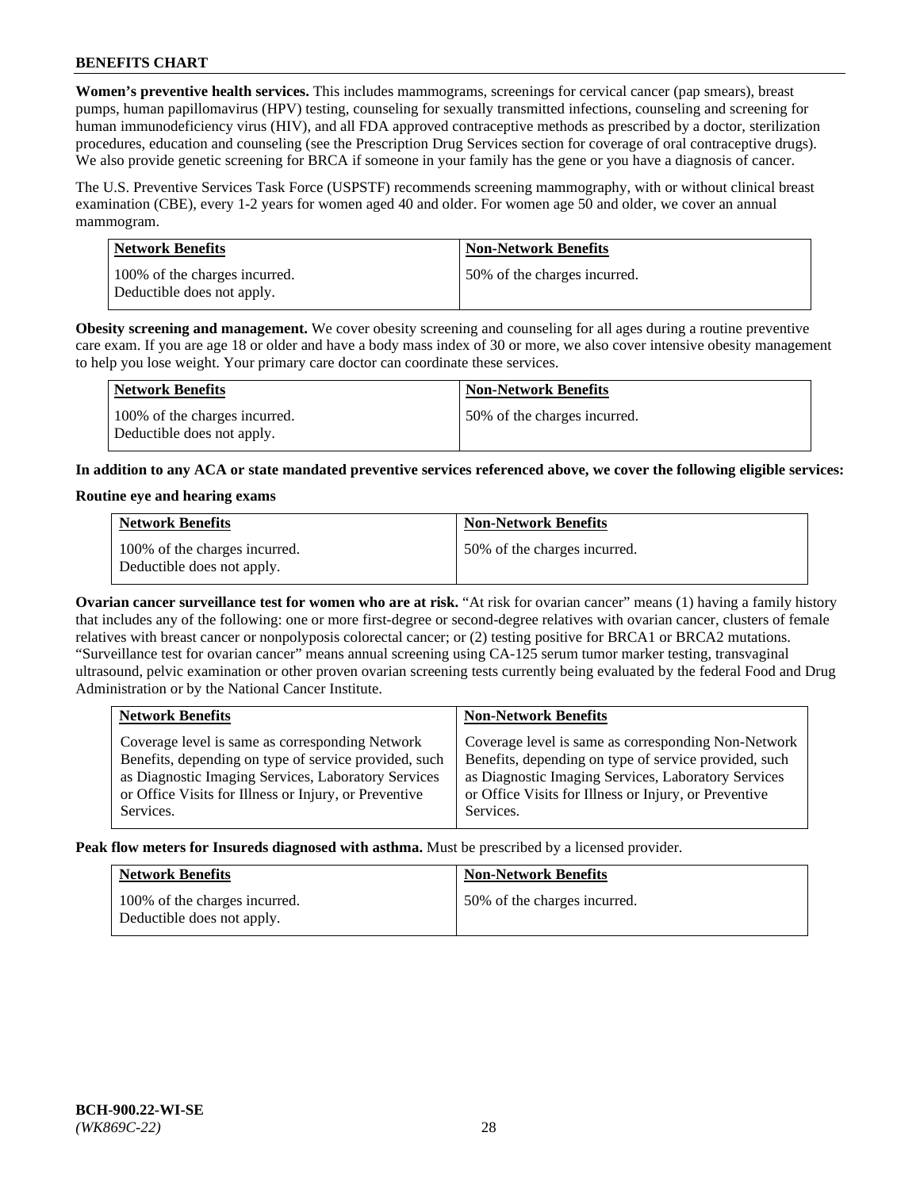**Women's preventive health services.** This includes mammograms, screenings for cervical cancer (pap smears), breast pumps, human papillomavirus (HPV) testing, counseling for sexually transmitted infections, counseling and screening for human immunodeficiency virus (HIV), and all FDA approved contraceptive methods as prescribed by a doctor, sterilization procedures, education and counseling (see the Prescription Drug Services section for coverage of oral contraceptive drugs). We also provide genetic screening for BRCA if someone in your family has the gene or you have a diagnosis of cancer.

The U.S. Preventive Services Task Force (USPSTF) recommends screening mammography, with or without clinical breast examination (CBE), every 1-2 years for women aged 40 and older. For women age 50 and older, we cover an annual mammogram.

| Network Benefits | Non-Network Benefits |
|---|---|
| 100% of the charges incurred. Deductible does not apply. | 50% of the charges incurred. |

**Obesity screening and management.** We cover obesity screening and counseling for all ages during a routine preventive care exam. If you are age 18 or older and have a body mass index of 30 or more, we also cover intensive obesity management to help you lose weight. Your primary care doctor can coordinate these services.

| Network Benefits | Non-Network Benefits |
|---|---|
| 100% of the charges incurred. Deductible does not apply. | 50% of the charges incurred. |

**In addition to any ACA or state mandated preventive services referenced above, we cover the following eligible services:**

**Routine eye and hearing exams**

| Network Benefits | Non-Network Benefits |
|---|---|
| 100% of the charges incurred. Deductible does not apply. | 50% of the charges incurred. |

**Ovarian cancer surveillance test for women who are at risk.** "At risk for ovarian cancer" means (1) having a family history that includes any of the following: one or more first-degree or second-degree relatives with ovarian cancer, clusters of female relatives with breast cancer or nonpolyposis colorectal cancer; or (2) testing positive for BRCA1 or BRCA2 mutations. "Surveillance test for ovarian cancer" means annual screening using CA-125 serum tumor marker testing, transvaginal ultrasound, pelvic examination or other proven ovarian screening tests currently being evaluated by the federal Food and Drug Administration or by the National Cancer Institute.

| Network Benefits | Non-Network Benefits |
|---|---|
| Coverage level is same as corresponding Network Benefits, depending on type of service provided, such as Diagnostic Imaging Services, Laboratory Services or Office Visits for Illness or Injury, or Preventive Services. | Coverage level is same as corresponding Non-Network Benefits, depending on type of service provided, such as Diagnostic Imaging Services, Laboratory Services or Office Visits for Illness or Injury, or Preventive Services. |

**Peak flow meters for Insureds diagnosed with asthma.** Must be prescribed by a licensed provider.

| Network Benefits | Non-Network Benefits |
|---|---|
| 100% of the charges incurred. Deductible does not apply. | 50% of the charges incurred. |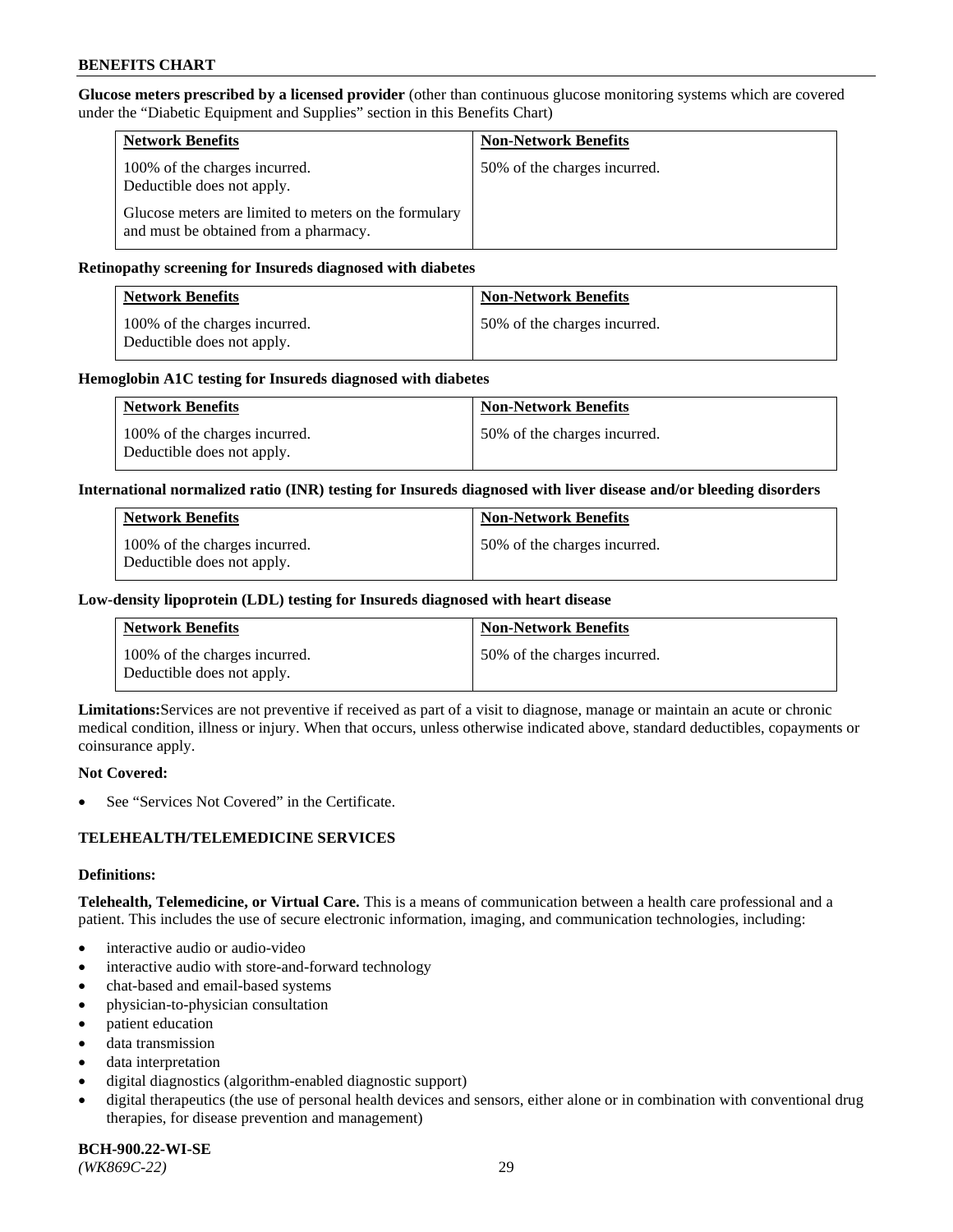**Glucose meters prescribed by a licensed provider** (other than continuous glucose monitoring systems which are covered under the "Diabetic Equipment and Supplies" section in this Benefits Chart)

| Network Benefits | Non-Network Benefits |
|---|---|
| 100% of the charges incurred. Deductible does not apply. Glucose meters are limited to meters on the formulary and must be obtained from a pharmacy. | 50% of the charges incurred. |

**Retinopathy screening for Insureds diagnosed with diabetes**

| Network Benefits | Non-Network Benefits |
|---|---|
| 100% of the charges incurred. Deductible does not apply. | 50% of the charges incurred. |

**Hemoglobin A1C testing for Insureds diagnosed with diabetes**

| Network Benefits | Non-Network Benefits |
|---|---|
| 100% of the charges incurred. Deductible does not apply. | 50% of the charges incurred. |

**International normalized ratio (INR) testing for Insureds diagnosed with liver disease and/or bleeding disorders**

| Network Benefits | Non-Network Benefits |
|---|---|
| 100% of the charges incurred. Deductible does not apply. | 50% of the charges incurred. |

**Low-density lipoprotein (LDL) testing for Insureds diagnosed with heart disease**

| Network Benefits | Non-Network Benefits |
|---|---|
| 100% of the charges incurred. Deductible does not apply. | 50% of the charges incurred. |

**Limitations:** Services are not preventive if received as part of a visit to diagnose, manage or maintain an acute or chronic medical condition, illness or injury. When that occurs, unless otherwise indicated above, standard deductibles, copayments or coinsurance apply.

**Not Covered:**

- See "Services Not Covered" in the Certificate.

## TELEHEALTH/TELEMEDICINE SERVICES

**Definitions:**

**Telehealth, Telemedicine, or Virtual Care.** This is a means of communication between a health care professional and a patient. This includes the use of secure electronic information, imaging, and communication technologies, including:

- interactive audio or audio-video
- interactive audio with store-and-forward technology
- chat-based and email-based systems
- physician-to-physician consultation
- patient education
- data transmission
- data interpretation
- digital diagnostics (algorithm-enabled diagnostic support)
- digital therapeutics (the use of personal health devices and sensors, either alone or in combination with conventional drug therapies, for disease prevention and management)

**BCH-900.22-WI-SE**
*(WK869C-22)*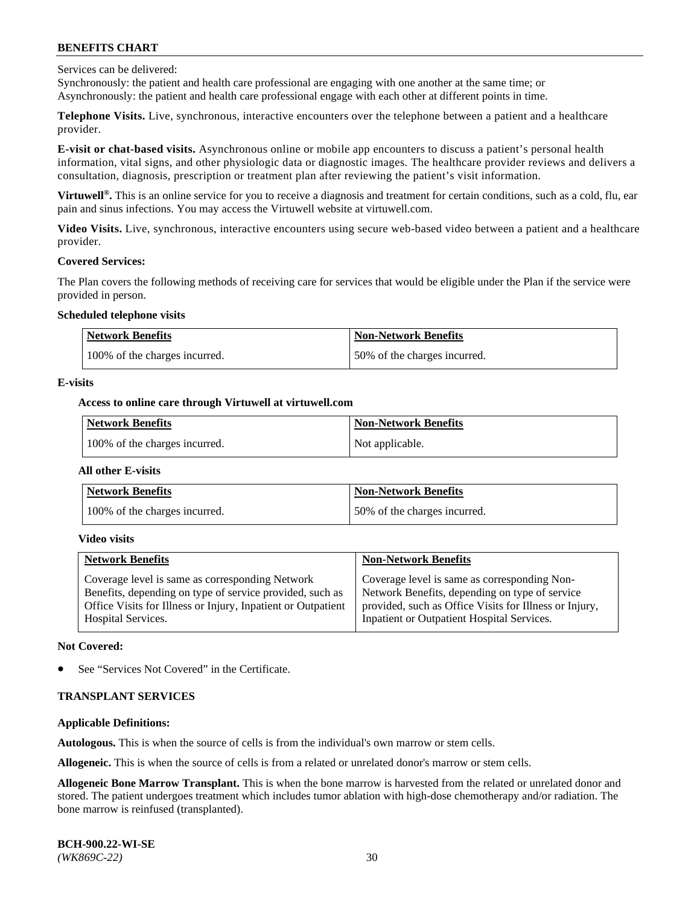Services can be delivered:
Synchronously: the patient and health care professional are engaging with one another at the same time; or
Asynchronously: the patient and health care professional engage with each other at different points in time.

**Telephone Visits.** Live, synchronous, interactive encounters over the telephone between a patient and a healthcare provider.

**E-visit or chat-based visits.** Asynchronous online or mobile app encounters to discuss a patient's personal health information, vital signs, and other physiologic data or diagnostic images. The healthcare provider reviews and delivers a consultation, diagnosis, prescription or treatment plan after reviewing the patient's visit information.

**Virtuwell®.** This is an online service for you to receive a diagnosis and treatment for certain conditions, such as a cold, flu, ear pain and sinus infections. You may access the Virtuwell website at virtuwell.com.

**Video Visits.** Live, synchronous, interactive encounters using secure web-based video between a patient and a healthcare provider.

**Covered Services:**

The Plan covers the following methods of receiving care for services that would be eligible under the Plan if the service were provided in person.

**Scheduled telephone visits**

| Network Benefits | Non-Network Benefits |
|---|---|
| 100% of the charges incurred. | 50% of the charges incurred. |

**E-visits**

**Access to online care through Virtuwell at virtuwell.com**

| Network Benefits | Non-Network Benefits |
|---|---|
| 100% of the charges incurred. | Not applicable. |

**All other E-visits**

| Network Benefits | Non-Network Benefits |
|---|---|
| 100% of the charges incurred. | 50% of the charges incurred. |

**Video visits**

| Network Benefits | Non-Network Benefits |
|---|---|
| Coverage level is same as corresponding Network Benefits, depending on type of service provided, such as Office Visits for Illness or Injury, Inpatient or Outpatient Hospital Services. | Coverage level is same as corresponding Non-Network Benefits, depending on type of service provided, such as Office Visits for Illness or Injury, Inpatient or Outpatient Hospital Services. |

**Not Covered:**

- See "Services Not Covered" in the Certificate.

**TRANSPLANT SERVICES**

**Applicable Definitions:**

**Autologous.** This is when the source of cells is from the individual's own marrow or stem cells.

**Allogeneic.** This is when the source of cells is from a related or unrelated donor's marrow or stem cells.

**Allogeneic Bone Marrow Transplant.** This is when the bone marrow is harvested from the related or unrelated donor and stored. The patient undergoes treatment which includes tumor ablation with high-dose chemotherapy and/or radiation. The bone marrow is reinfused (transplanted).

**BCH-900.22-WI-SE**
*(WK869C-22)*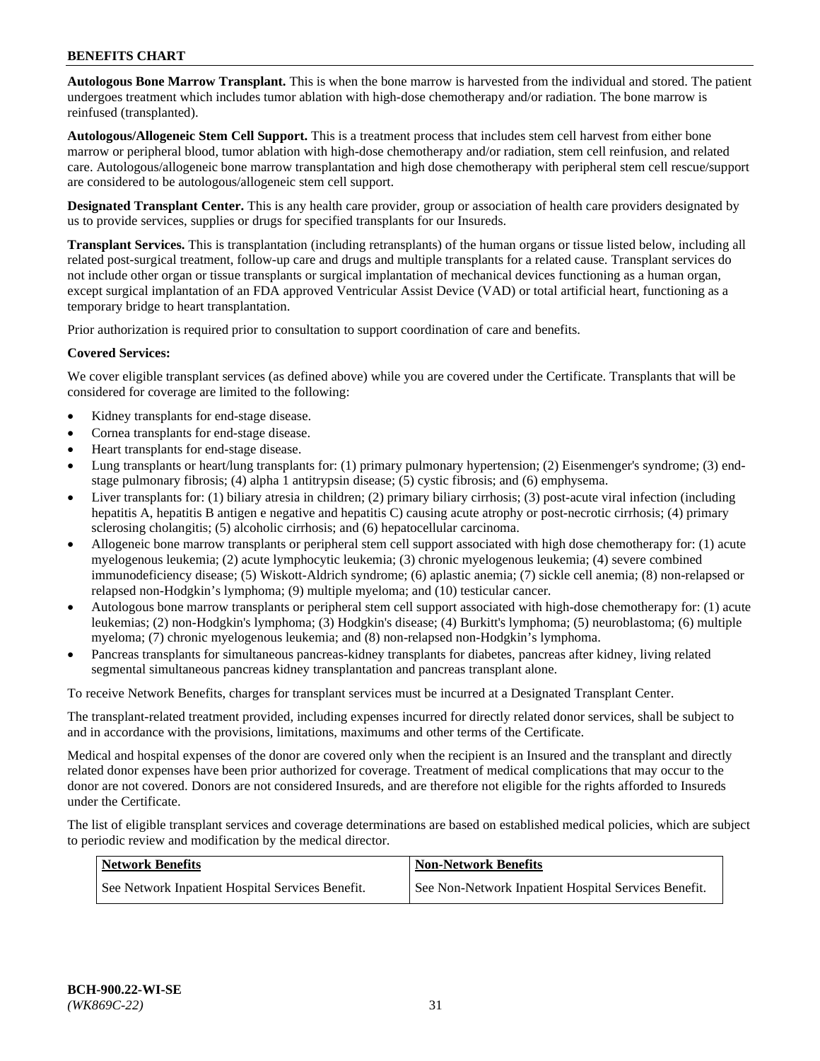**Autologous Bone Marrow Transplant.** This is when the bone marrow is harvested from the individual and stored. The patient undergoes treatment which includes tumor ablation with high-dose chemotherapy and/or radiation. The bone marrow is reinfused (transplanted).

**Autologous/Allogeneic Stem Cell Support.** This is a treatment process that includes stem cell harvest from either bone marrow or peripheral blood, tumor ablation with high-dose chemotherapy and/or radiation, stem cell reinfusion, and related care. Autologous/allogeneic bone marrow transplantation and high dose chemotherapy with peripheral stem cell rescue/support are considered to be autologous/allogeneic stem cell support.

**Designated Transplant Center.** This is any health care provider, group or association of health care providers designated by us to provide services, supplies or drugs for specified transplants for our Insureds.

**Transplant Services.** This is transplantation (including retransplants) of the human organs or tissue listed below, including all related post-surgical treatment, follow-up care and drugs and multiple transplants for a related cause. Transplant services do not include other organ or tissue transplants or surgical implantation of mechanical devices functioning as a human organ, except surgical implantation of an FDA approved Ventricular Assist Device (VAD) or total artificial heart, functioning as a temporary bridge to heart transplantation.

Prior authorization is required prior to consultation to support coordination of care and benefits.

**Covered Services:**

We cover eligible transplant services (as defined above) while you are covered under the Certificate. Transplants that will be considered for coverage are limited to the following:

- Kidney transplants for end-stage disease.
- Cornea transplants for end-stage disease.
- Heart transplants for end-stage disease.
- Lung transplants or heart/lung transplants for: (1) primary pulmonary hypertension; (2) Eisenmenger's syndrome; (3) end-stage pulmonary fibrosis; (4) alpha 1 antitrypsin disease; (5) cystic fibrosis; and (6) emphysema.
- Liver transplants for: (1) biliary atresia in children; (2) primary biliary cirrhosis; (3) post-acute viral infection (including hepatitis A, hepatitis B antigen e negative and hepatitis C) causing acute atrophy or post-necrotic cirrhosis; (4) primary sclerosing cholangitis; (5) alcoholic cirrhosis; and (6) hepatocellular carcinoma.
- Allogeneic bone marrow transplants or peripheral stem cell support associated with high dose chemotherapy for: (1) acute myelogenous leukemia; (2) acute lymphocytic leukemia; (3) chronic myelogenous leukemia; (4) severe combined immunodeficiency disease; (5) Wiskott-Aldrich syndrome; (6) aplastic anemia; (7) sickle cell anemia; (8) non-relapsed or relapsed non-Hodgkin's lymphoma; (9) multiple myeloma; and (10) testicular cancer.
- Autologous bone marrow transplants or peripheral stem cell support associated with high-dose chemotherapy for: (1) acute leukemias; (2) non-Hodgkin's lymphoma; (3) Hodgkin's disease; (4) Burkitt's lymphoma; (5) neuroblastoma; (6) multiple myeloma; (7) chronic myelogenous leukemia; and (8) non-relapsed non-Hodgkin's lymphoma.
- Pancreas transplants for simultaneous pancreas-kidney transplants for diabetes, pancreas after kidney, living related segmental simultaneous pancreas kidney transplantation and pancreas transplant alone.

To receive Network Benefits, charges for transplant services must be incurred at a Designated Transplant Center.

The transplant-related treatment provided, including expenses incurred for directly related donor services, shall be subject to and in accordance with the provisions, limitations, maximums and other terms of the Certificate.

Medical and hospital expenses of the donor are covered only when the recipient is an Insured and the transplant and directly related donor expenses have been prior authorized for coverage. Treatment of medical complications that may occur to the donor are not covered. Donors are not considered Insureds, and are therefore not eligible for the rights afforded to Insureds under the Certificate.

The list of eligible transplant services and coverage determinations are based on established medical policies, which are subject to periodic review and modification by the medical director.

| Network Benefits | Non-Network Benefits |
|---|---|
| See Network Inpatient Hospital Services Benefit. | See Non-Network Inpatient Hospital Services Benefit. |

**BCH-900.22-WI-SE**
*(WK869C-22)*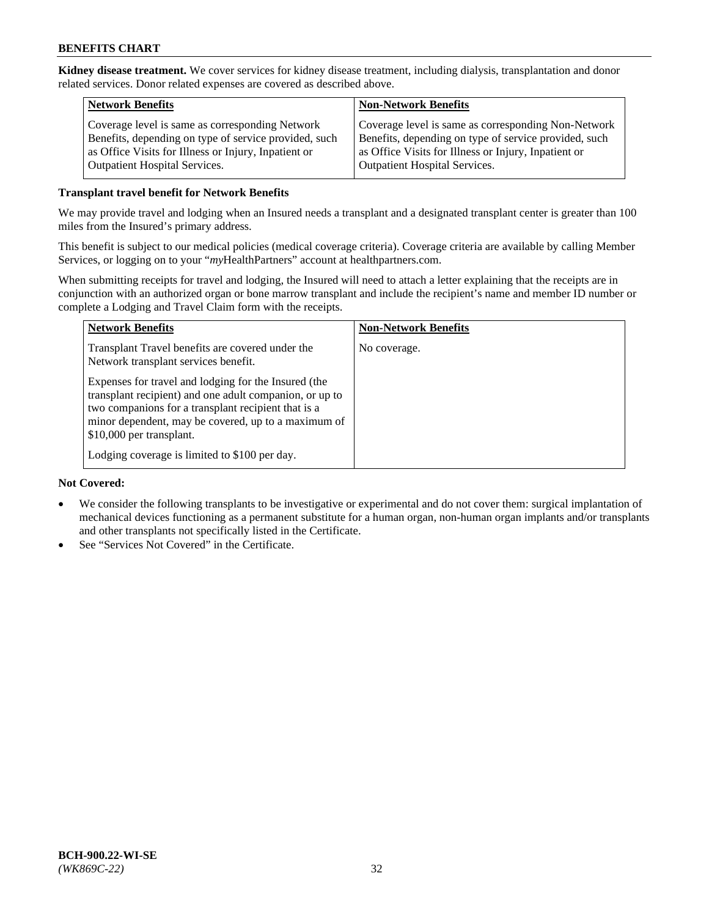**Kidney disease treatment.** We cover services for kidney disease treatment, including dialysis, transplantation and donor related services. Donor related expenses are covered as described above.

| Network Benefits | Non-Network Benefits |
| --- | --- |
| Coverage level is same as corresponding Network Benefits, depending on type of service provided, such as Office Visits for Illness or Injury, Inpatient or Outpatient Hospital Services. | Coverage level is same as corresponding Non-Network Benefits, depending on type of service provided, such as Office Visits for Illness or Injury, Inpatient or Outpatient Hospital Services. |

**Transplant travel benefit for Network Benefits**

We may provide travel and lodging when an Insured needs a transplant and a designated transplant center is greater than 100 miles from the Insured's primary address.

This benefit is subject to our medical policies (medical coverage criteria). Coverage criteria are available by calling Member Services, or logging on to your "*my*HealthPartners" account at healthpartners.com.

When submitting receipts for travel and lodging, the Insured will need to attach a letter explaining that the receipts are in conjunction with an authorized organ or bone marrow transplant and include the recipient's name and member ID number or complete a Lodging and Travel Claim form with the receipts.

| Network Benefits | Non-Network Benefits |
| --- | --- |
| Transplant Travel benefits are covered under the Network transplant services benefit.<br><br>Expenses for travel and lodging for the Insured (the transplant recipient) and one adult companion, or up to two companions for a transplant recipient that is a minor dependent, may be covered, up to a maximum of $10,000 per transplant.<br><br>Lodging coverage is limited to $100 per day. | No coverage. |

**Not Covered:**

- We consider the following transplants to be investigative or experimental and do not cover them: surgical implantation of mechanical devices functioning as a permanent substitute for a human organ, non-human organ implants and/or transplants and other transplants not specifically listed in the Certificate.
- See "Services Not Covered" in the Certificate.